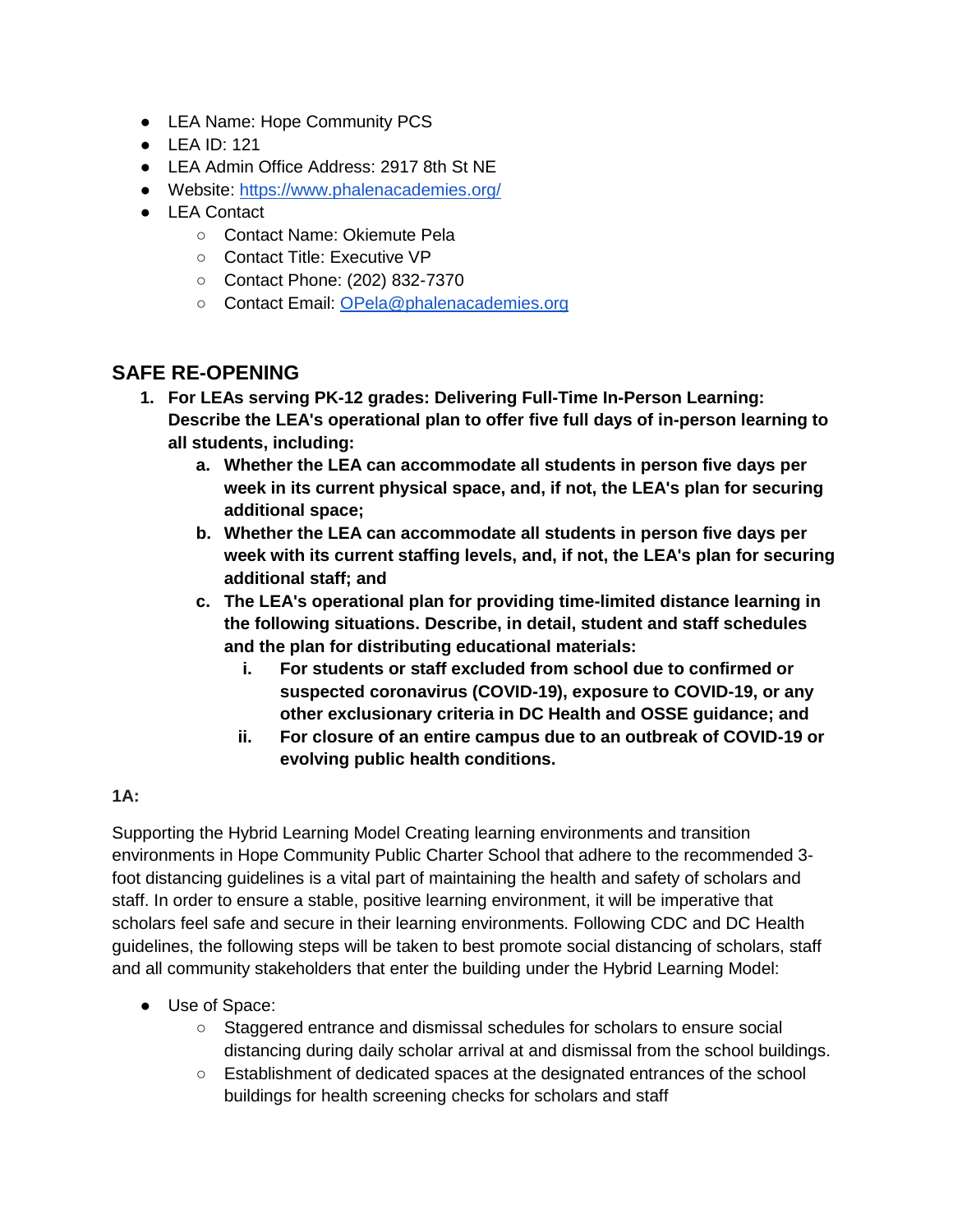- LEA Name: Hope Community PCS
- LEA ID: 121
- LEA Admin Office Address: 2917 8th St NE
- Website: [https://www.phalenacademies.org/](https://www.phalenacademies.org/)
- LEA Contact
  - Contact Name: Okiemute Pela
  - Contact Title: Executive VP
  - Contact Phone: (202) 832-7370
  - Contact Email: [OPela@phalenacademies.org](mailto:OPela@phalenacademies.org)

## SAFE RE-OPENING

1. **For LEAs serving PK-12 grades: Delivering Full-Time In-Person Learning: Describe the LEA's operational plan to offer five full days of in-person learning to all students, including:**
   a. **Whether the LEA can accommodate all students in person five days per week in its current physical space, and, if not, the LEA's plan for securing additional space;**
   b. **Whether the LEA can accommodate all students in person five days per week with its current staffing levels, and, if not, the LEA's plan for securing additional staff; and**
   c. **The LEA's operational plan for providing time-limited distance learning in the following situations. Describe, in detail, student and staff schedules and the plan for distributing educational materials:**
      i. **For students or staff excluded from school due to confirmed or suspected coronavirus (COVID-19), exposure to COVID-19, or any other exclusionary criteria in DC Health and OSSE guidance; and**
      ii. **For closure of an entire campus due to an outbreak of COVID-19 or evolving public health conditions.**

**1A:**

Supporting the Hybrid Learning Model Creating learning environments and transition environments in Hope Community Public Charter School that adhere to the recommended 3-foot distancing guidelines is a vital part of maintaining the health and safety of scholars and staff. In order to ensure a stable, positive learning environment, it will be imperative that scholars feel safe and secure in their learning environments. Following CDC and DC Health guidelines, the following steps will be taken to best promote social distancing of scholars, staff and all community stakeholders that enter the building under the Hybrid Learning Model:

- Use of Space:
  - Staggered entrance and dismissal schedules for scholars to ensure social distancing during daily scholar arrival at and dismissal from the school buildings.
  - Establishment of dedicated spaces at the designated entrances of the school buildings for health screening checks for scholars and staff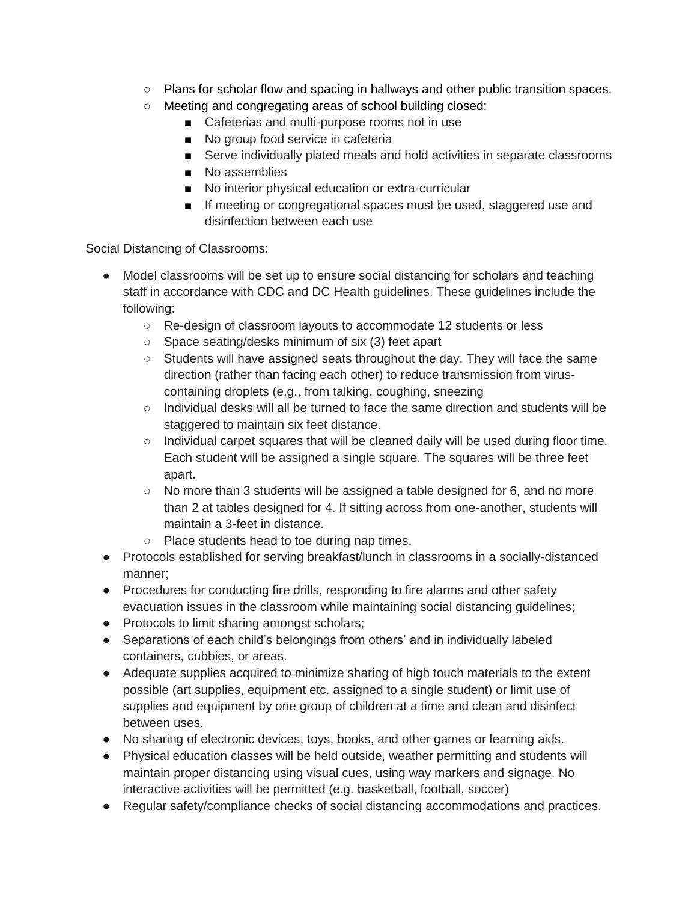- Plans for scholar flow and spacing in hallways and other public transition spaces.
    - Meeting and congregating areas of school building closed:
        - Cafeterias and multi-purpose rooms not in use
        - No group food service in cafeteria
        - Serve individually plated meals and hold activities in separate classrooms
        - No assemblies
        - No interior physical education or extra-curricular
        - If meeting or congregational spaces must be used, staggered use and disinfection between each use

Social Distancing of Classrooms:

- Model classrooms will be set up to ensure social distancing for scholars and teaching staff in accordance with CDC and DC Health guidelines. These guidelines include the following:
    - Re-design of classroom layouts to accommodate 12 students or less
    - Space seating/desks minimum of six (3) feet apart
    - Students will have assigned seats throughout the day. They will face the same direction (rather than facing each other) to reduce transmission from virus-containing droplets (e.g., from talking, coughing, sneezing
    - Individual desks will all be turned to face the same direction and students will be staggered to maintain six feet distance.
    - Individual carpet squares that will be cleaned daily will be used during floor time. Each student will be assigned a single square. The squares will be three feet apart.
    - No more than 3 students will be assigned a table designed for 6, and no more than 2 at tables designed for 4. If sitting across from one-another, students will maintain a 3-feet in distance.
    - Place students head to toe during nap times.
- Protocols established for serving breakfast/lunch in classrooms in a socially-distanced manner;
- Procedures for conducting fire drills, responding to fire alarms and other safety evacuation issues in the classroom while maintaining social distancing guidelines;
- Protocols to limit sharing amongst scholars;
- Separations of each child's belongings from others' and in individually labeled containers, cubbies, or areas.
- Adequate supplies acquired to minimize sharing of high touch materials to the extent possible (art supplies, equipment etc. assigned to a single student) or limit use of supplies and equipment by one group of children at a time and clean and disinfect between uses.
- No sharing of electronic devices, toys, books, and other games or learning aids.
- Physical education classes will be held outside, weather permitting and students will maintain proper distancing using visual cues, using way markers and signage. No interactive activities will be permitted (e.g. basketball, football, soccer)
- Regular safety/compliance checks of social distancing accommodations and practices.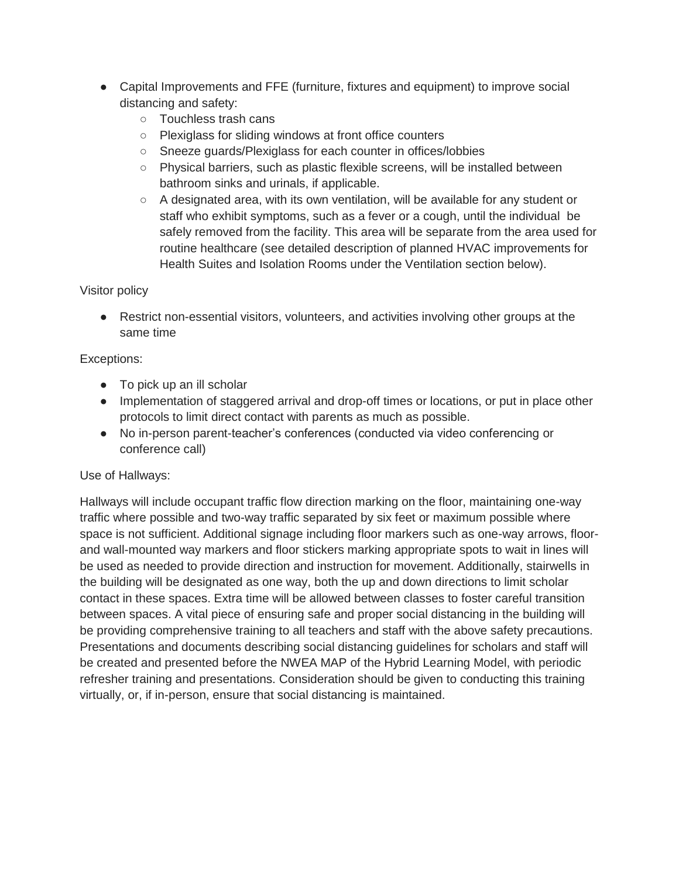- Capital Improvements and FFE (furniture, fixtures and equipment) to improve social distancing and safety:
  - Touchless trash cans
  - Plexiglass for sliding windows at front office counters
  - Sneeze guards/Plexiglass for each counter in offices/lobbies
  - Physical barriers, such as plastic flexible screens, will be installed between bathroom sinks and urinals, if applicable.
  - A designated area, with its own ventilation, will be available for any student or staff who exhibit symptoms, such as a fever or a cough, until the individual be safely removed from the facility. This area will be separate from the area used for routine healthcare (see detailed description of planned HVAC improvements for Health Suites and Isolation Rooms under the Ventilation section below).

Visitor policy

- Restrict non-essential visitors, volunteers, and activities involving other groups at the same time

Exceptions:

- To pick up an ill scholar
- Implementation of staggered arrival and drop-off times or locations, or put in place other protocols to limit direct contact with parents as much as possible.
- No in-person parent-teacher's conferences (conducted via video conferencing or conference call)

Use of Hallways:

Hallways will include occupant traffic flow direction marking on the floor, maintaining one-way traffic where possible and two-way traffic separated by six feet or maximum possible where space is not sufficient. Additional signage including floor markers such as one-way arrows, floor- and wall-mounted way markers and floor stickers marking appropriate spots to wait in lines will be used as needed to provide direction and instruction for movement. Additionally, stairwells in the building will be designated as one way, both the up and down directions to limit scholar contact in these spaces. Extra time will be allowed between classes to foster careful transition between spaces. A vital piece of ensuring safe and proper social distancing in the building will be providing comprehensive training to all teachers and staff with the above safety precautions. Presentations and documents describing social distancing guidelines for scholars and staff will be created and presented before the NWEA MAP of the Hybrid Learning Model, with periodic refresher training and presentations. Consideration should be given to conducting this training virtually, or, if in-person, ensure that social distancing is maintained.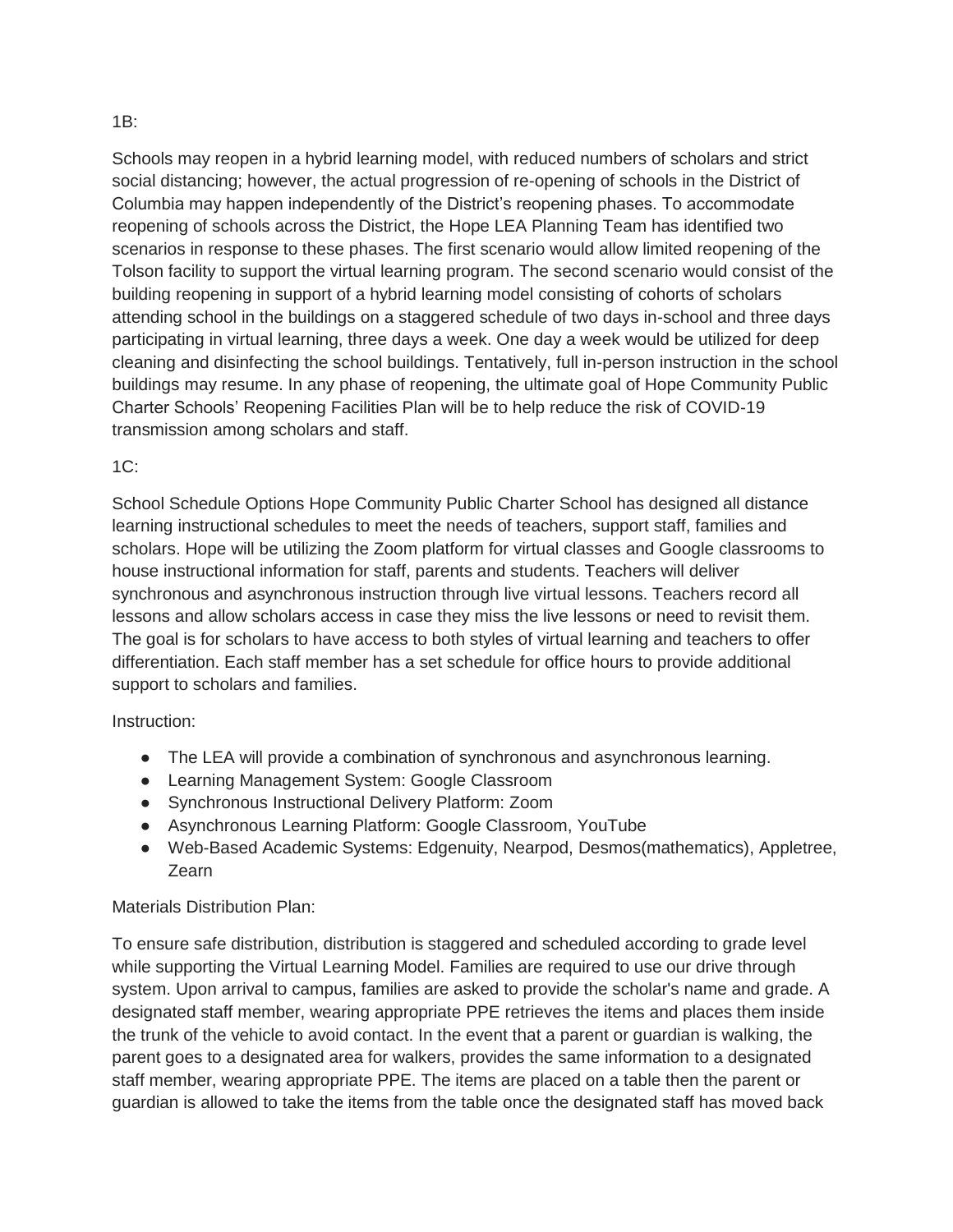1B:

Schools may reopen in a hybrid learning model, with reduced numbers of scholars and strict social distancing; however, the actual progression of re-opening of schools in the District of Columbia may happen independently of the District's reopening phases. To accommodate reopening of schools across the District, the Hope LEA Planning Team has identified two scenarios in response to these phases. The first scenario would allow limited reopening of the Tolson facility to support the virtual learning program. The second scenario would consist of the building reopening in support of a hybrid learning model consisting of cohorts of scholars attending school in the buildings on a staggered schedule of two days in-school and three days participating in virtual learning, three days a week. One day a week would be utilized for deep cleaning and disinfecting the school buildings. Tentatively, full in-person instruction in the school buildings may resume. In any phase of reopening, the ultimate goal of Hope Community Public Charter Schools' Reopening Facilities Plan will be to help reduce the risk of COVID-19 transmission among scholars and staff.

1C:

School Schedule Options Hope Community Public Charter School has designed all distance learning instructional schedules to meet the needs of teachers, support staff, families and scholars. Hope will be utilizing the Zoom platform for virtual classes and Google classrooms to house instructional information for staff, parents and students. Teachers will deliver synchronous and asynchronous instruction through live virtual lessons. Teachers record all lessons and allow scholars access in case they miss the live lessons or need to revisit them. The goal is for scholars to have access to both styles of virtual learning and teachers to offer differentiation. Each staff member has a set schedule for office hours to provide additional support to scholars and families.

Instruction:

- The LEA will provide a combination of synchronous and asynchronous learning.
- Learning Management System: Google Classroom
- Synchronous Instructional Delivery Platform: Zoom
- Asynchronous Learning Platform: Google Classroom, YouTube
- Web-Based Academic Systems: Edgenuity, Nearpod, Desmos(mathematics), Appletree, Zearn

Materials Distribution Plan:

To ensure safe distribution, distribution is staggered and scheduled according to grade level while supporting the Virtual Learning Model. Families are required to use our drive through system. Upon arrival to campus, families are asked to provide the scholar's name and grade. A designated staff member, wearing appropriate PPE retrieves the items and places them inside the trunk of the vehicle to avoid contact. In the event that a parent or guardian is walking, the parent goes to a designated area for walkers, provides the same information to a designated staff member, wearing appropriate PPE. The items are placed on a table then the parent or guardian is allowed to take the items from the table once the designated staff has moved back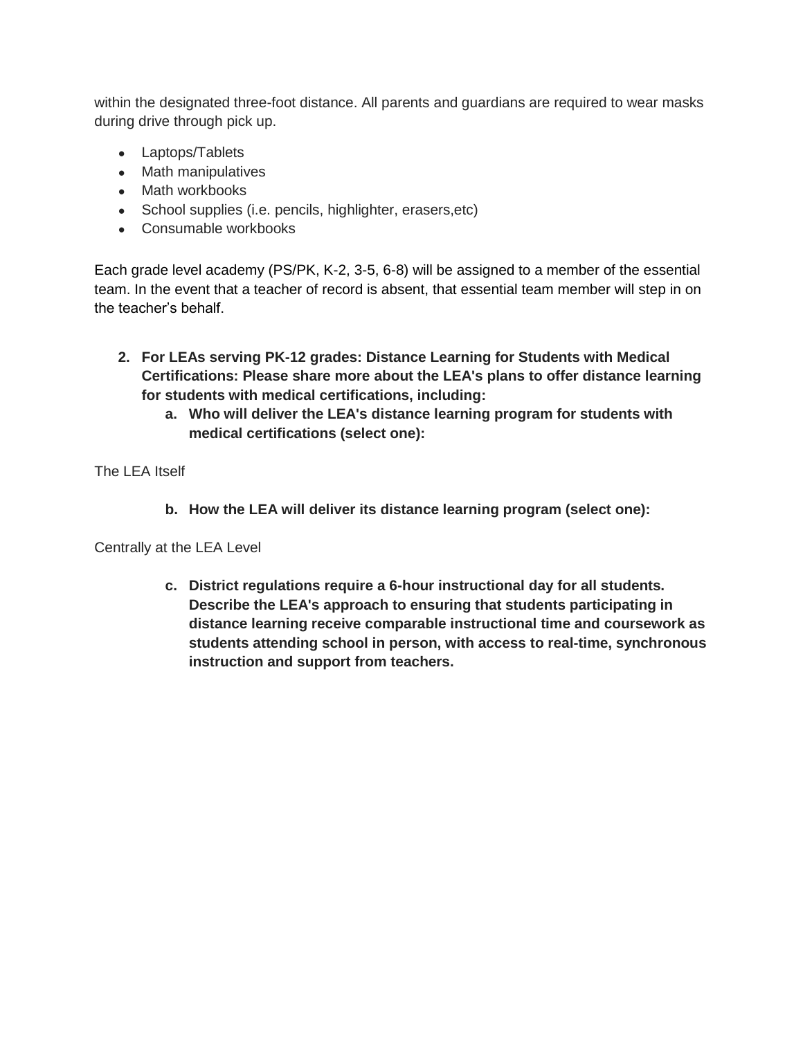within the designated three-foot distance. All parents and guardians are required to wear masks during drive through pick up.

- Laptops/Tablets
- Math manipulatives
- Math workbooks
- School supplies (i.e. pencils, highlighter, erasers,etc)
- Consumable workbooks

Each grade level academy (PS/PK, K-2, 3-5, 6-8) will be assigned to a member of the essential team. In the event that a teacher of record is absent, that essential team member will step in on the teacher's behalf.

2. **For LEAs serving PK-12 grades: Distance Learning for Students with Medical Certifications: Please share more about the LEA's plans to offer distance learning for students with medical certifications, including:**
    a. **Who will deliver the LEA's distance learning program for students with medical certifications (select one):**

The LEA Itself

b. **How the LEA will deliver its distance learning program (select one):**

Centrally at the LEA Level

c. **District regulations require a 6-hour instructional day for all students. Describe the LEA's approach to ensuring that students participating in distance learning receive comparable instructional time and coursework as students attending school in person, with access to real-time, synchronous instruction and support from teachers.**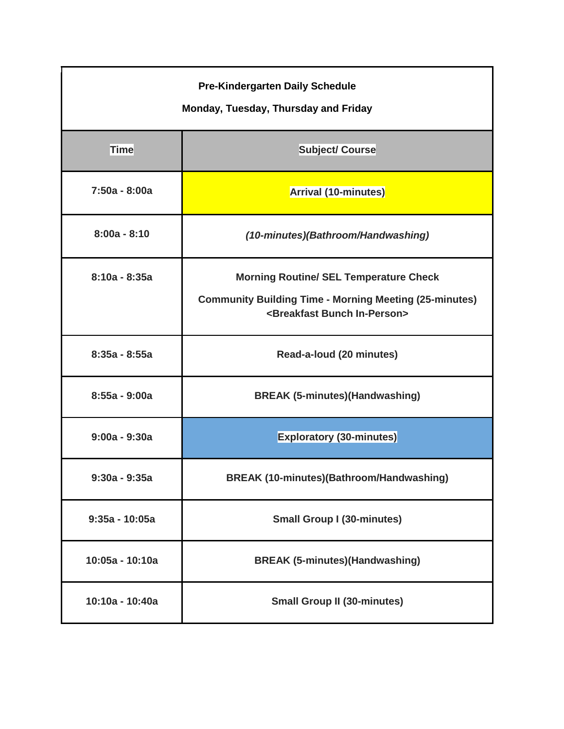**Pre-Kindergarten Daily Schedule**

**Monday, Tuesday, Thursday and Friday**

| Time | Subject/ Course |
| --- | --- |
| **7:50a - 8:00a** | **Arrival (10-minutes)** |
| **8:00a - 8:10** | ***(10-minutes)(Bathroom/Handwashing)*** |
| **8:10a - 8:35a** | **Morning Routine/ SEL Temperature Check**<br>**Community Building Time - Morning Meeting (25-minutes) <Breakfast Bunch In-Person>** |
| **8:35a - 8:55a** | **Read-a-loud (20 minutes)** |
| **8:55a - 9:00a** | **BREAK (5-minutes)(Handwashing)** |
| **9:00a - 9:30a** | **Exploratory (30-minutes)** |
| **9:30a - 9:35a** | **BREAK (10-minutes)(Bathroom/Handwashing)** |
| **9:35a - 10:05a** | **Small Group I (30-minutes)** |
| **10:05a - 10:10a** | **BREAK (5-minutes)(Handwashing)** |
| **10:10a - 10:40a** | **Small Group II (30-minutes)** |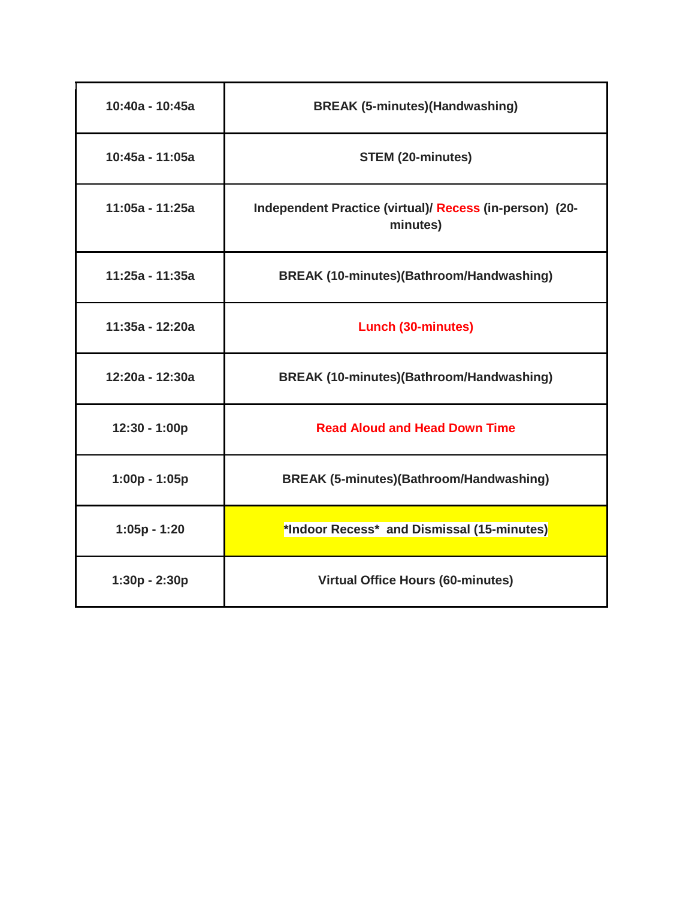| | |
|---|---|
| 10:40a - 10:45a | BREAK (5-minutes)(Handwashing) |
| 10:45a - 11:05a | STEM (20-minutes) |
| 11:05a - 11:25a | Independent Practice (virtual)/ Recess (in-person) (20-minutes) |
| 11:25a - 11:35a | BREAK (10-minutes)(Bathroom/Handwashing) |
| 11:35a - 12:20a | Lunch (30-minutes) |
| 12:20a - 12:30a | BREAK (10-minutes)(Bathroom/Handwashing) |
| 12:30 - 1:00p | Read Aloud and Head Down Time |
| 1:00p - 1:05p | BREAK (5-minutes)(Bathroom/Handwashing) |
| 1:05p - 1:20 | *Indoor Recess* and Dismissal (15-minutes) |
| 1:30p - 2:30p | Virtual Office Hours (60-minutes) |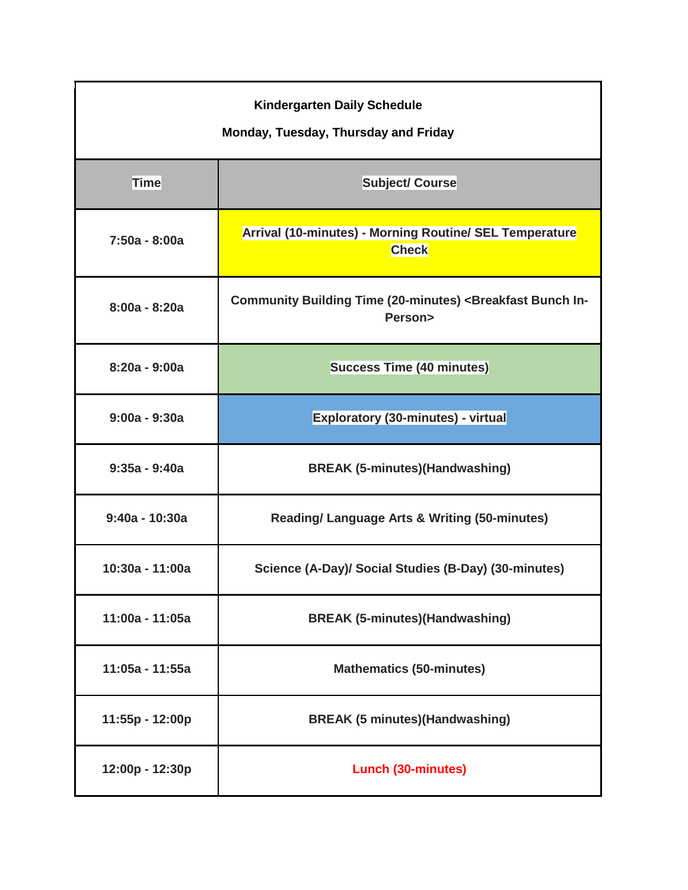**Kindergarten Daily Schedule**

**Monday, Tuesday, Thursday and Friday**

| Time | Subject/ Course |
|---|---|
| 7:50a - 8:00a | Arrival (10-minutes) - Morning Routine/ SEL Temperature Check |
| 8:00a - 8:20a | Community Building Time (20-minutes) <Breakfast Bunch In-Person> |
| 8:20a - 9:00a | Success Time (40 minutes) |
| 9:00a - 9:30a | Exploratory (30-minutes) - virtual |
| 9:35a - 9:40a | BREAK (5-minutes)(Handwashing) |
| 9:40a - 10:30a | Reading/ Language Arts & Writing (50-minutes) |
| 10:30a - 11:00a | Science (A-Day)/ Social Studies (B-Day) (30-minutes) |
| 11:00a - 11:05a | BREAK (5-minutes)(Handwashing) |
| 11:05a - 11:55a | Mathematics (50-minutes) |
| 11:55p - 12:00p | BREAK (5 minutes)(Handwashing) |
| 12:00p - 12:30p | Lunch (30-minutes) |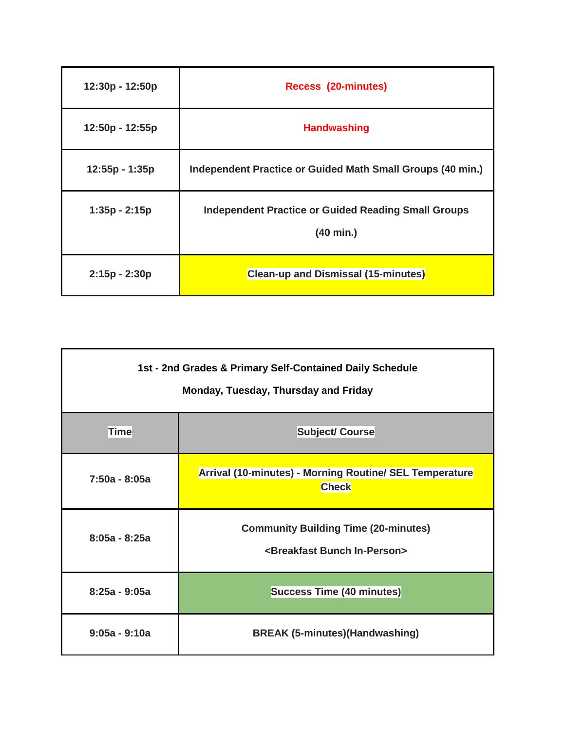| 12:30p - 12:50p | Recess  (20-minutes) |
|---|---|
| 12:50p - 12:55p | Handwashing |
| 12:55p - 1:35p | Independent Practice or Guided Math Small Groups (40 min.) |
| 1:35p - 2:15p | Independent Practice or Guided Reading Small Groups (40 min.) |
| 2:15p - 2:30p | Clean-up and Dismissal (15-minutes) |

**1st - 2nd Grades & Primary Self-Contained Daily Schedule**

**Monday, Tuesday, Thursday and Friday**

| Time | Subject/ Course |
|---|---|
| 7:50a - 8:05a | Arrival (10-minutes) - Morning Routine/ SEL Temperature Check |
| 8:05a - 8:25a | Community Building Time (20-minutes) <Breakfast Bunch In-Person> |
| 8:25a - 9:05a | Success Time (40 minutes) |
| 9:05a - 9:10a | BREAK (5-minutes)(Handwashing) |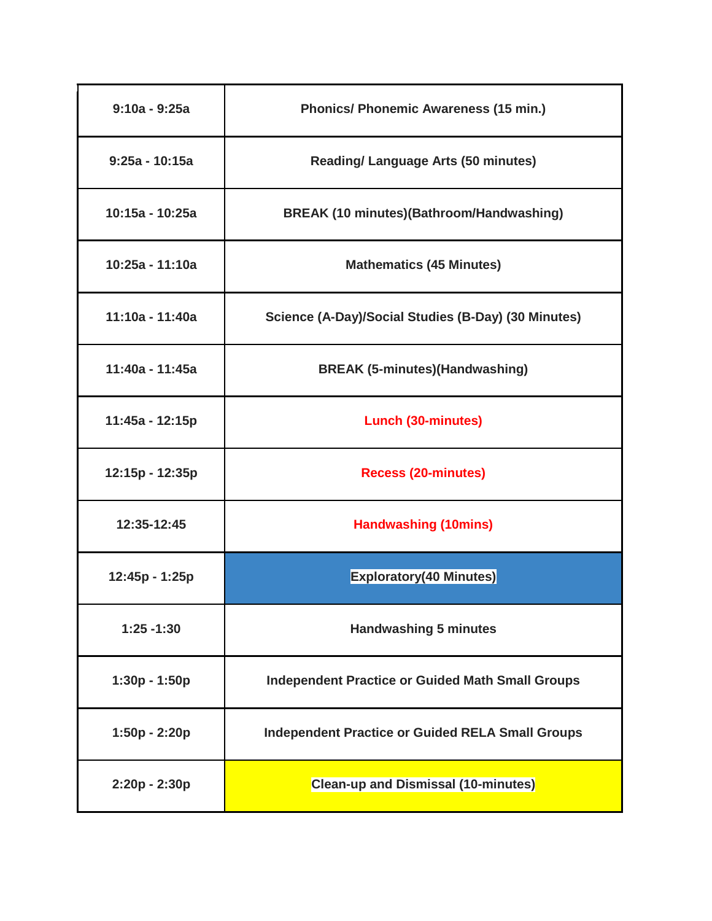| 9:10a - 9:25a | Phonics/ Phonemic Awareness (15 min.) |
|---|---|
| 9:25a - 10:15a | Reading/ Language Arts (50 minutes) |
| 10:15a - 10:25a | BREAK (10 minutes)(Bathroom/Handwashing) |
| 10:25a - 11:10a | Mathematics (45 Minutes) |
| 11:10a - 11:40a | Science (A-Day)/Social Studies (B-Day) (30 Minutes) |
| 11:40a - 11:45a | BREAK (5-minutes)(Handwashing) |
| 11:45a - 12:15p | Lunch (30-minutes) |
| 12:15p - 12:35p | Recess (20-minutes) |
| 12:35-12:45 | Handwashing (10mins) |
| 12:45p - 1:25p | Exploratory(40 Minutes) |
| 1:25 -1:30 | Handwashing 5 minutes |
| 1:30p - 1:50p | Independent Practice or Guided Math Small Groups |
| 1:50p - 2:20p | Independent Practice or Guided RELA Small Groups |
| 2:20p - 2:30p | Clean-up and Dismissal (10-minutes) |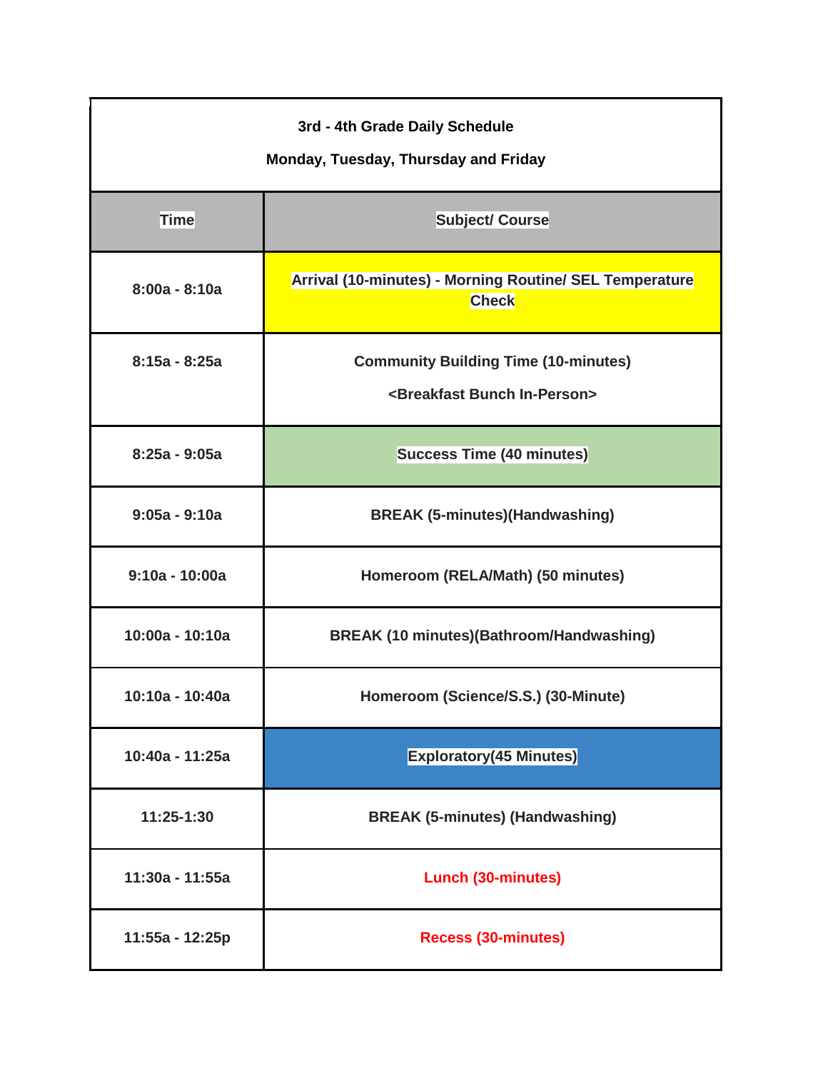**3rd - 4th Grade Daily Schedule**

**Monday, Tuesday, Thursday and Friday**

| Time | Subject/ Course |
| --- | --- |
| 8:00a - 8:10a | Arrival (10-minutes) - Morning Routine/ SEL Temperature Check |
| 8:15a - 8:25a | Community Building Time (10-minutes) <Breakfast Bunch In-Person> |
| 8:25a - 9:05a | Success Time (40 minutes) |
| 9:05a - 9:10a | BREAK (5-minutes)(Handwashing) |
| 9:10a - 10:00a | Homeroom (RELA/Math) (50 minutes) |
| 10:00a - 10:10a | BREAK (10 minutes)(Bathroom/Handwashing) |
| 10:10a - 10:40a | Homeroom (Science/S.S.) (30-Minute) |
| 10:40a - 11:25a | Exploratory(45 Minutes) |
| 11:25-1:30 | BREAK (5-minutes) (Handwashing) |
| 11:30a - 11:55a | Lunch (30-minutes) |
| 11:55a - 12:25p | Recess (30-minutes) |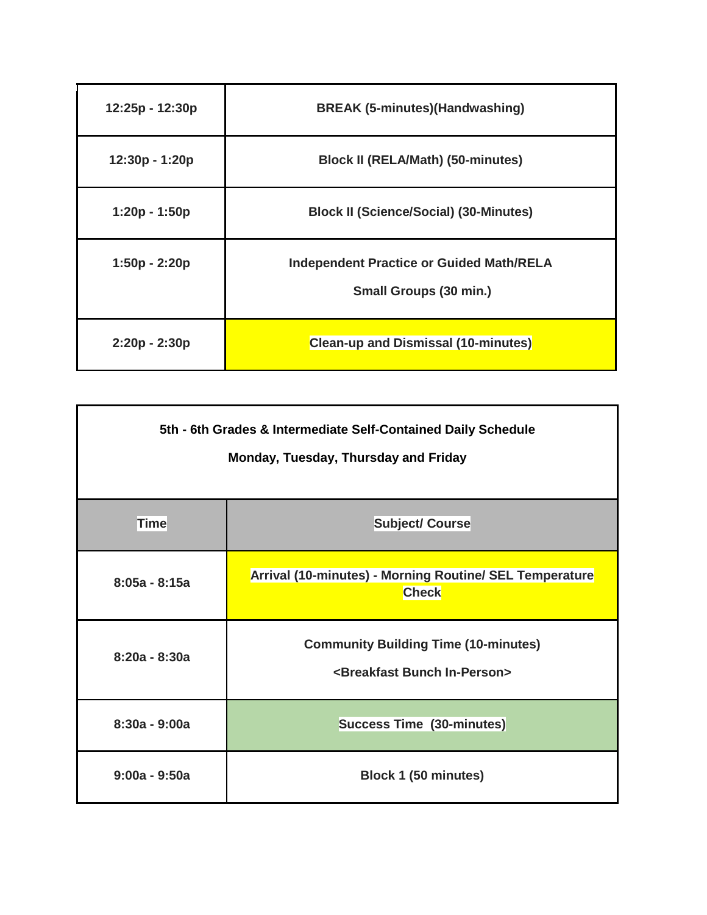| | |
|---|---|
| 12:25p - 12:30p | BREAK (5-minutes)(Handwashing) |
| 12:30p - 1:20p | Block II (RELA/Math) (50-minutes) |
| 1:20p - 1:50p | Block II (Science/Social) (30-Minutes) |
| 1:50p - 2:20p | Independent Practice or Guided Math/RELA<br>Small Groups (30 min.) |
| 2:20p - 2:30p | Clean-up and Dismissal (10-minutes) |

**5th - 6th Grades & Intermediate Self-Contained Daily Schedule**

**Monday, Tuesday, Thursday and Friday**

| Time | Subject/ Course |
|---|---|
| 8:05a - 8:15a | Arrival (10-minutes) - Morning Routine/ SEL Temperature Check |
| 8:20a - 8:30a | Community Building Time (10-minutes)<br><Breakfast Bunch In-Person> |
| 8:30a - 9:00a | Success Time (30-minutes) |
| 9:00a - 9:50a | Block 1 (50 minutes) |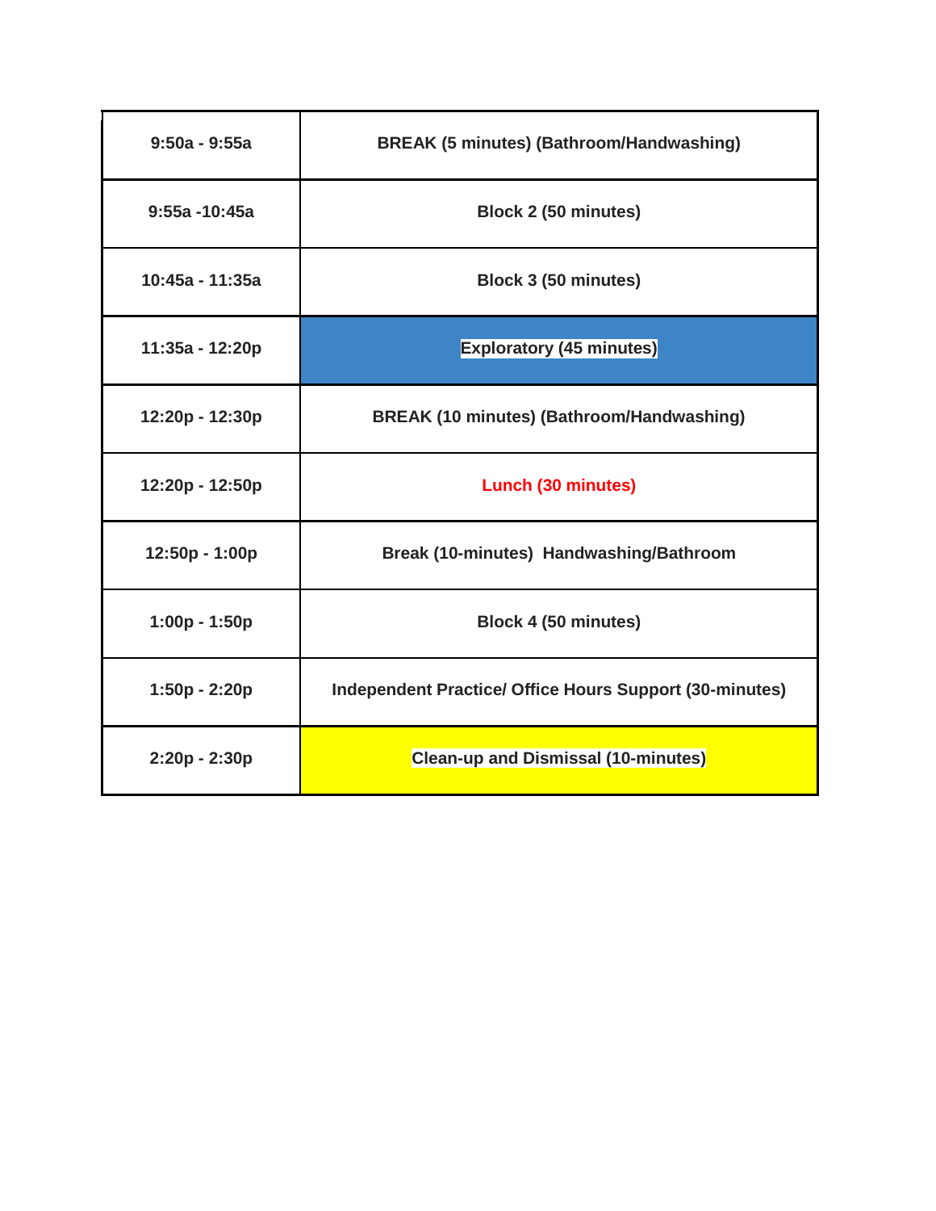| | |
|---|---|
| 9:50a - 9:55a | BREAK (5 minutes) (Bathroom/Handwashing) |
| 9:55a -10:45a | Block 2 (50 minutes) |
| 10:45a - 11:35a | Block 3 (50 minutes) |
| 11:35a - 12:20p | Exploratory (45 minutes) |
| 12:20p - 12:30p | BREAK (10 minutes) (Bathroom/Handwashing) |
| 12:20p - 12:50p | Lunch (30 minutes) |
| 12:50p - 1:00p | Break (10-minutes) Handwashing/Bathroom |
| 1:00p - 1:50p | Block 4 (50 minutes) |
| 1:50p - 2:20p | Independent Practice/ Office Hours Support (30-minutes) |
| 2:20p - 2:30p | Clean-up and Dismissal (10-minutes) |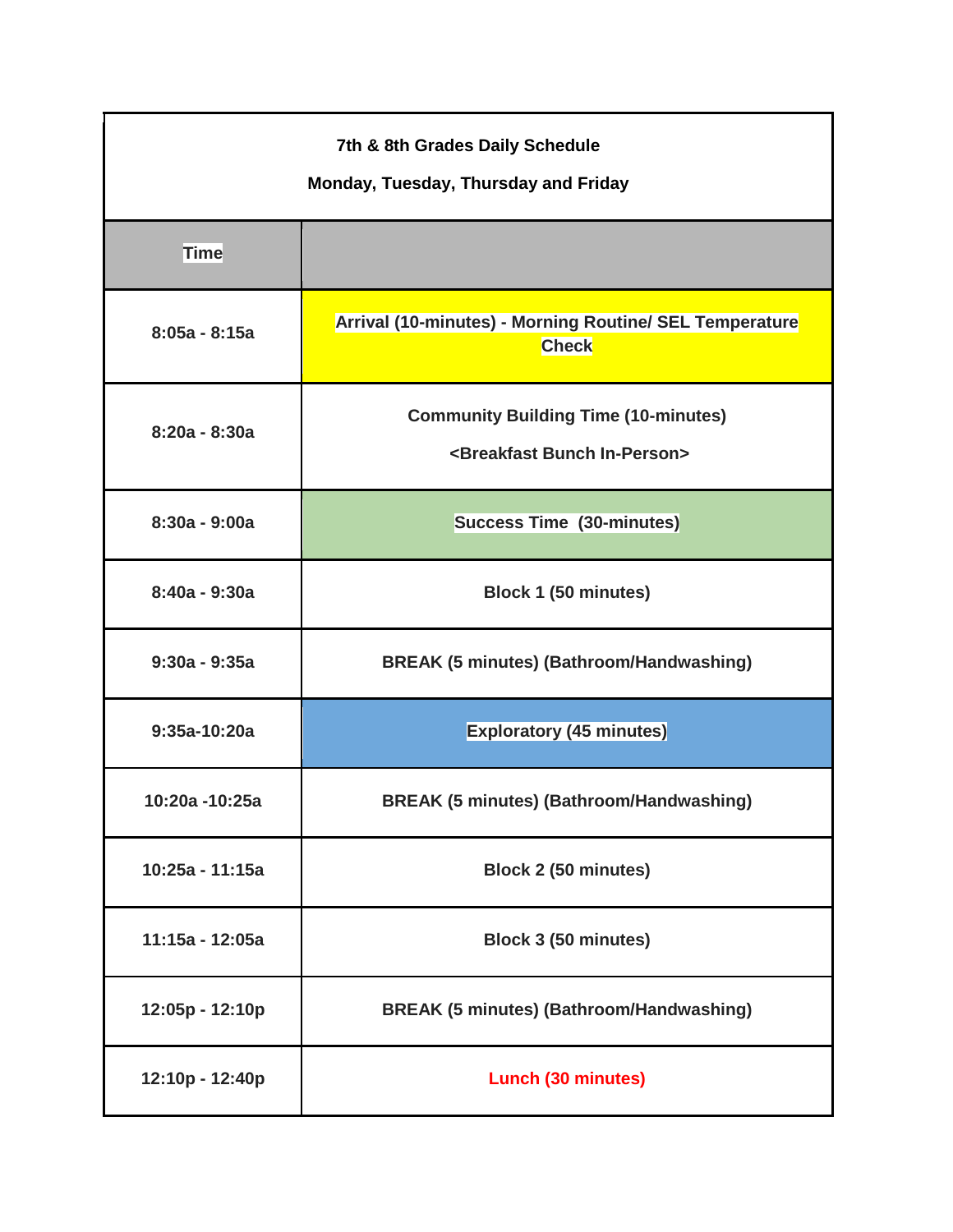| 7th & 8th Grades Daily Schedule<br><br>Monday, Tuesday, Thursday and Friday | |
|---|---|
| **Time** | |
| 8:05a - 8:15a | Arrival (10-minutes) - Morning Routine/ SEL Temperature Check |
| 8:20a - 8:30a | Community Building Time (10-minutes)<br><br><Breakfast Bunch In-Person> |
| 8:30a - 9:00a | Success Time (30-minutes) |
| 8:40a - 9:30a | Block 1 (50 minutes) |
| 9:30a - 9:35a | BREAK (5 minutes) (Bathroom/Handwashing) |
| 9:35a-10:20a | Exploratory (45 minutes) |
| 10:20a -10:25a | BREAK (5 minutes) (Bathroom/Handwashing) |
| 10:25a - 11:15a | Block 2 (50 minutes) |
| 11:15a - 12:05a | Block 3 (50 minutes) |
| 12:05p - 12:10p | BREAK (5 minutes) (Bathroom/Handwashing) |
| 12:10p - 12:40p | Lunch (30 minutes) |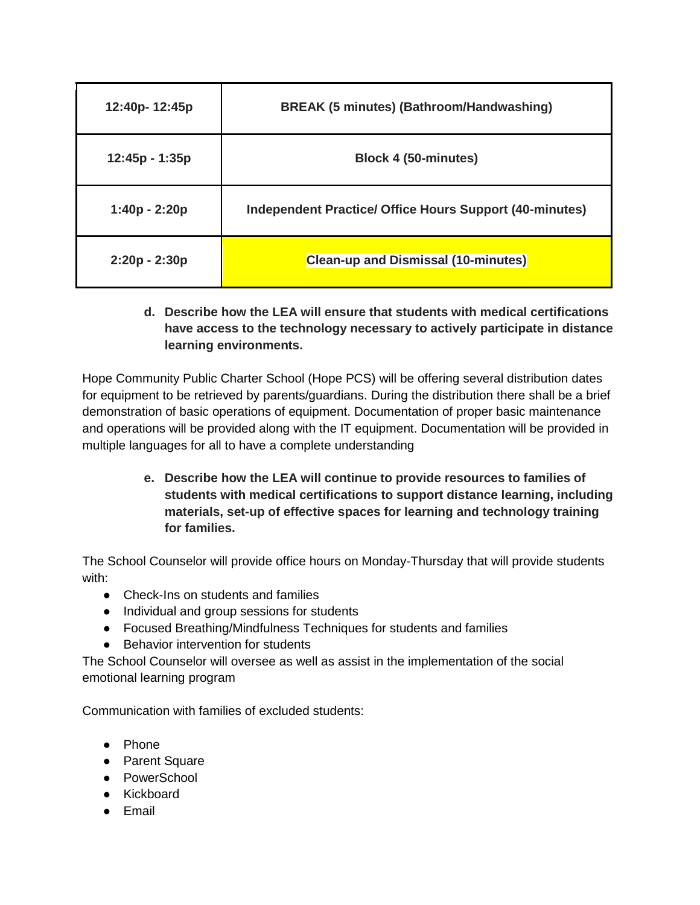| 12:40p- 12:45p | **BREAK (5 minutes) (Bathroom/Handwashing)** |
|---|---|
| **12:45p - 1:35p** | **Block 4 (50-minutes)** |
| **1:40p - 2:20p** | **Independent Practice/ Office Hours Support (40-minutes)** |
| **2:20p - 2:30p** | **Clean-up and Dismissal (10-minutes)** |

d. **Describe how the LEA will ensure that students with medical certifications have access to the technology necessary to actively participate in distance learning environments.**

Hope Community Public Charter School (Hope PCS) will be offering several distribution dates for equipment to be retrieved by parents/guardians. During the distribution there shall be a brief demonstration of basic operations of equipment. Documentation of proper basic maintenance and operations will be provided along with the IT equipment. Documentation will be provided in multiple languages for all to have a complete understanding

e. **Describe how the LEA will continue to provide resources to families of students with medical certifications to support distance learning, including materials, set-up of effective spaces for learning and technology training for families.**

The School Counselor will provide office hours on Monday-Thursday that will provide students with:

- Check-Ins on students and families
- Individual and group sessions for students
- Focused Breathing/Mindfulness Techniques for students and families
- Behavior intervention for students

The School Counselor will oversee as well as assist in the implementation of the social emotional learning program

Communication with families of excluded students:

- Phone
- Parent Square
- PowerSchool
- Kickboard
- Email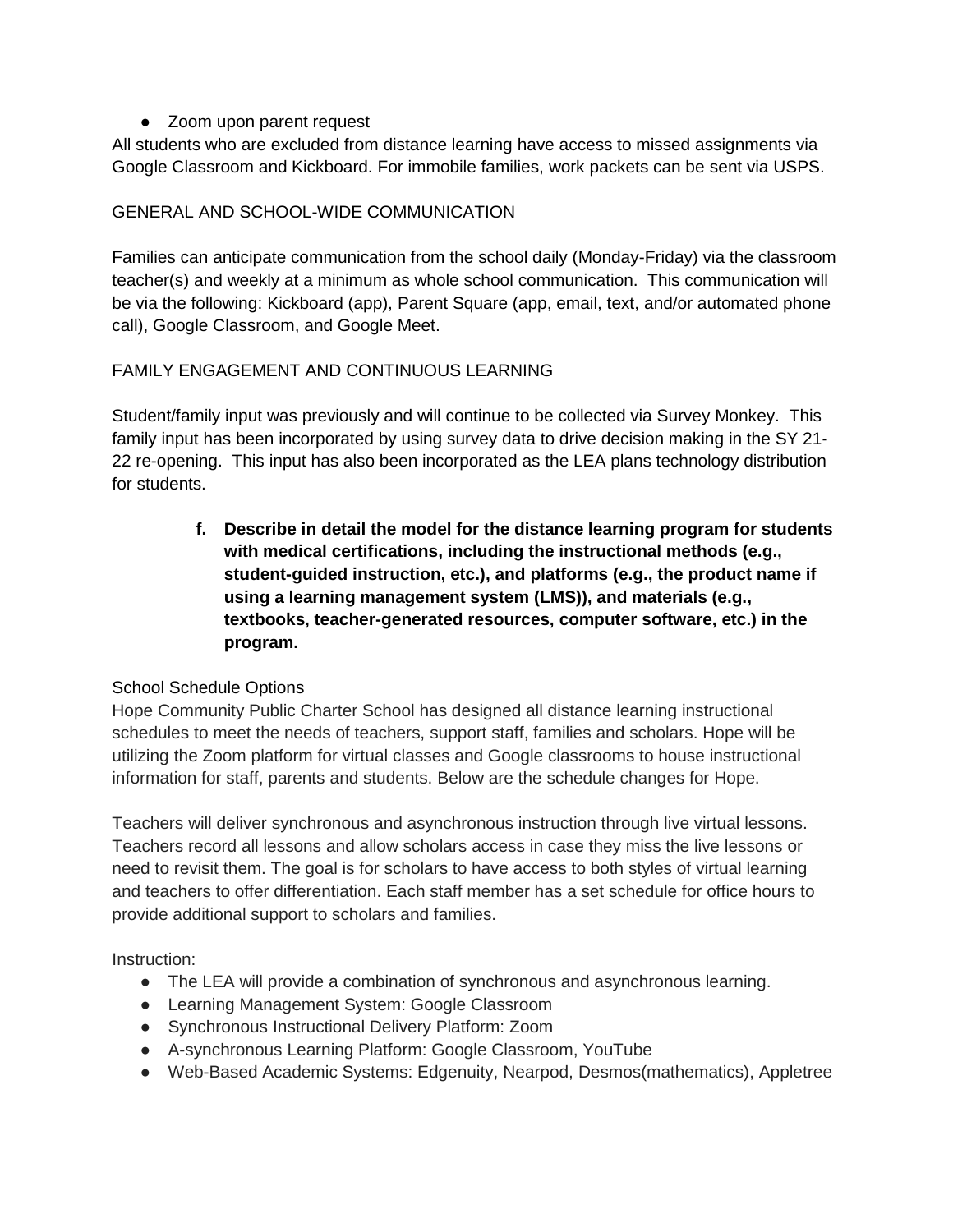- Zoom upon parent request

All students who are excluded from distance learning have access to missed assignments via Google Classroom and Kickboard. For immobile families, work packets can be sent via USPS.

GENERAL AND SCHOOL-WIDE COMMUNICATION

Families can anticipate communication from the school daily (Monday-Friday) via the classroom teacher(s) and weekly at a minimum as whole school communication. This communication will be via the following: Kickboard (app), Parent Square (app, email, text, and/or automated phone call), Google Classroom, and Google Meet.

FAMILY ENGAGEMENT AND CONTINUOUS LEARNING

Student/family input was previously and will continue to be collected via Survey Monkey. This family input has been incorporated by using survey data to drive decision making in the SY 21-22 re-opening. This input has also been incorporated as the LEA plans technology distribution for students.

**f. Describe in detail the model for the distance learning program for students with medical certifications, including the instructional methods (e.g., student-guided instruction, etc.), and platforms (e.g., the product name if using a learning management system (LMS)), and materials (e.g., textbooks, teacher-generated resources, computer software, etc.) in the program.**

School Schedule Options

Hope Community Public Charter School has designed all distance learning instructional schedules to meet the needs of teachers, support staff, families and scholars. Hope will be utilizing the Zoom platform for virtual classes and Google classrooms to house instructional information for staff, parents and students. Below are the schedule changes for Hope.

Teachers will deliver synchronous and asynchronous instruction through live virtual lessons. Teachers record all lessons and allow scholars access in case they miss the live lessons or need to revisit them. The goal is for scholars to have access to both styles of virtual learning and teachers to offer differentiation. Each staff member has a set schedule for office hours to provide additional support to scholars and families.

Instruction:

- The LEA will provide a combination of synchronous and asynchronous learning.
- Learning Management System: Google Classroom
- Synchronous Instructional Delivery Platform: Zoom
- A-synchronous Learning Platform: Google Classroom, YouTube
- Web-Based Academic Systems: Edgenuity, Nearpod, Desmos(mathematics), Appletree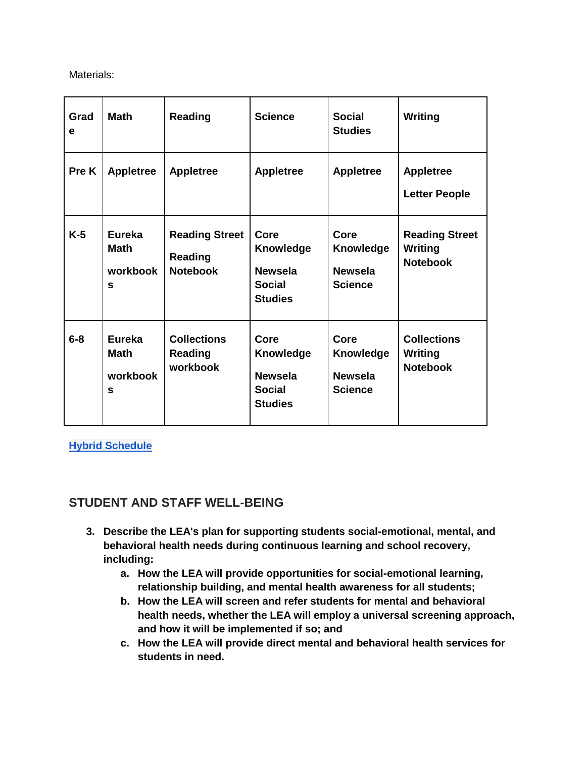Materials:

| Grade | Math | Reading | Science | Social Studies | Writing |
|---|---|---|---|---|---|
| Pre K | Appletree | Appletree | Appletree | Appletree | Appletree<br>Letter People |
| K-5 | Eureka Math<br>workbooks | Reading Street<br>Reading Notebook | Core Knowledge<br>Newsela Social Studies | Core Knowledge<br>Newsela Science | Reading Street Writing Notebook |
| 6-8 | Eureka Math<br>workbooks | Collections Reading workbook | Core Knowledge<br>Newsela Social Studies | Core Knowledge<br>Newsela Science | Collections Writing Notebook |

[Hybrid Schedule]

## STUDENT AND STAFF WELL-BEING

3. **Describe the LEA's plan for supporting students social-emotional, mental, and behavioral health needs during continuous learning and school recovery, including:**
   a. **How the LEA will provide opportunities for social-emotional learning, relationship building, and mental health awareness for all students;**
   b. **How the LEA will screen and refer students for mental and behavioral health needs, whether the LEA will employ a universal screening approach, and how it will be implemented if so; and**
   c. **How the LEA will provide direct mental and behavioral health services for students in need.**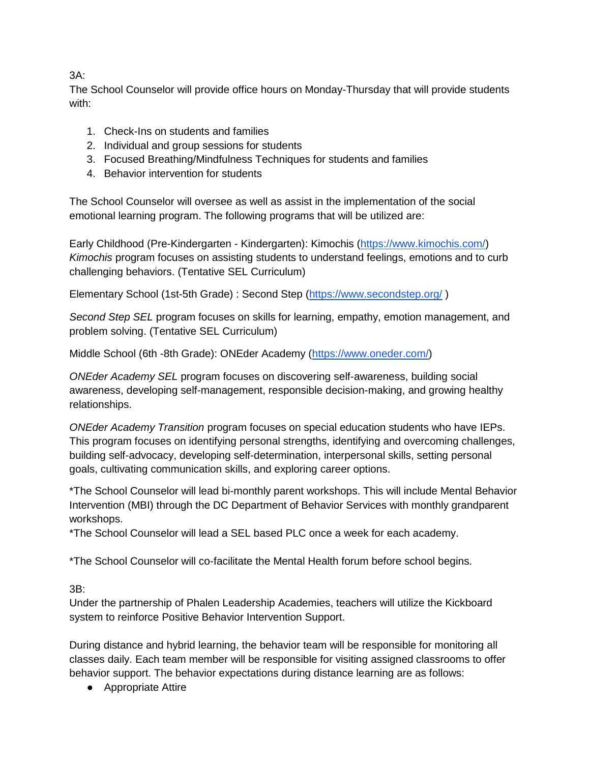3A:
The School Counselor will provide office hours on Monday-Thursday that will provide students with:

1. Check-Ins on students and families
2. Individual and group sessions for students
3. Focused Breathing/Mindfulness Techniques for students and families
4. Behavior intervention for students

The School Counselor will oversee as well as assist in the implementation of the social emotional learning program. The following programs that will be utilized are:

Early Childhood (Pre-Kindergarten - Kindergarten): Kimochis (https://www.kimochis.com/) *Kimochis* program focuses on assisting students to understand feelings, emotions and to curb challenging behaviors. (Tentative SEL Curriculum)

Elementary School (1st-5th Grade) : Second Step (https://www.secondstep.org/ )

*Second Step SEL* program focuses on skills for learning, empathy, emotion management, and problem solving. (Tentative SEL Curriculum)

Middle School (6th -8th Grade): ONEder Academy (https://www.oneder.com/)

*ONEder Academy SEL* program focuses on discovering self-awareness, building social awareness, developing self-management, responsible decision-making, and growing healthy relationships.

*ONEder Academy Transition* program focuses on special education students who have IEPs. This program focuses on identifying personal strengths, identifying and overcoming challenges, building self-advocacy, developing self-determination, interpersonal skills, setting personal goals, cultivating communication skills, and exploring career options.

*The School Counselor will lead bi-monthly parent workshops. This will include Mental Behavior Intervention (MBI) through the DC Department of Behavior Services with monthly grandparent workshops.
*The School Counselor will lead a SEL based PLC once a week for each academy.

*The School Counselor will co-facilitate the Mental Health forum before school begins.

3B:
Under the partnership of Phalen Leadership Academies, teachers will utilize the Kickboard system to reinforce Positive Behavior Intervention Support.

During distance and hybrid learning, the behavior team will be responsible for monitoring all classes daily. Each team member will be responsible for visiting assigned classrooms to offer behavior support. The behavior expectations during distance learning are as follows:

- Appropriate Attire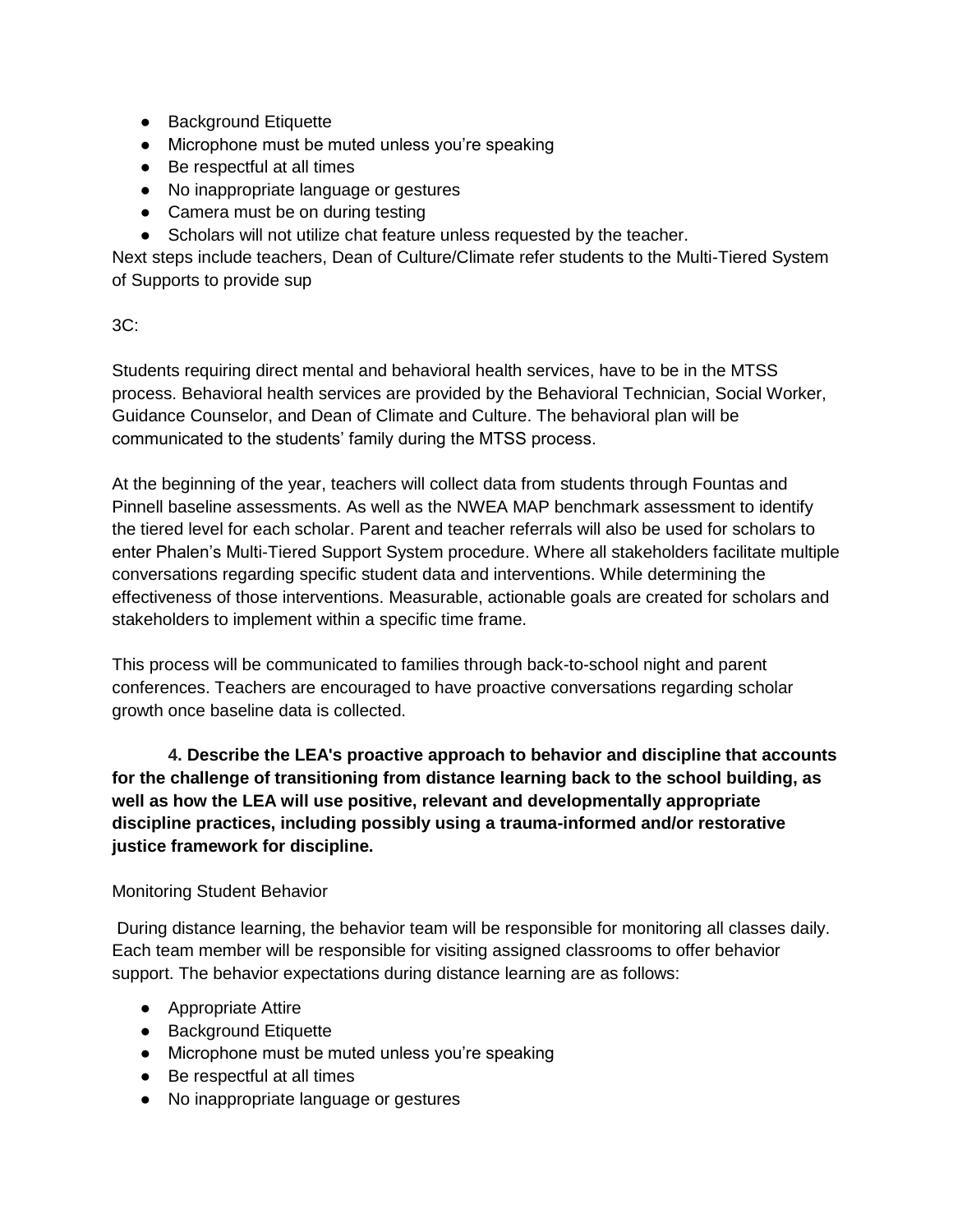- Background Etiquette
- Microphone must be muted unless you're speaking
- Be respectful at all times
- No inappropriate language or gestures
- Camera must be on during testing
- Scholars will not utilize chat feature unless requested by the teacher.

Next steps include teachers, Dean of Culture/Climate refer students to the Multi-Tiered System of Supports to provide sup

3C:

Students requiring direct mental and behavioral health services, have to be in the MTSS process. Behavioral health services are provided by the Behavioral Technician, Social Worker, Guidance Counselor, and Dean of Climate and Culture. The behavioral plan will be communicated to the students' family during the MTSS process.

At the beginning of the year, teachers will collect data from students through Fountas and Pinnell baseline assessments. As well as the NWEA MAP benchmark assessment to identify the tiered level for each scholar. Parent and teacher referrals will also be used for scholars to enter Phalen's Multi-Tiered Support System procedure. Where all stakeholders facilitate multiple conversations regarding specific student data and interventions. While determining the effectiveness of those interventions. Measurable, actionable goals are created for scholars and stakeholders to implement within a specific time frame.

This process will be communicated to families through back-to-school night and parent conferences. Teachers are encouraged to have proactive conversations regarding scholar growth once baseline data is collected.

**4. Describe the LEA's proactive approach to behavior and discipline that accounts for the challenge of transitioning from distance learning back to the school building, as well as how the LEA will use positive, relevant and developmentally appropriate discipline practices, including possibly using a trauma-informed and/or restorative justice framework for discipline.**

Monitoring Student Behavior

During distance learning, the behavior team will be responsible for monitoring all classes daily. Each team member will be responsible for visiting assigned classrooms to offer behavior support. The behavior expectations during distance learning are as follows:

- Appropriate Attire
- Background Etiquette
- Microphone must be muted unless you're speaking
- Be respectful at all times
- No inappropriate language or gestures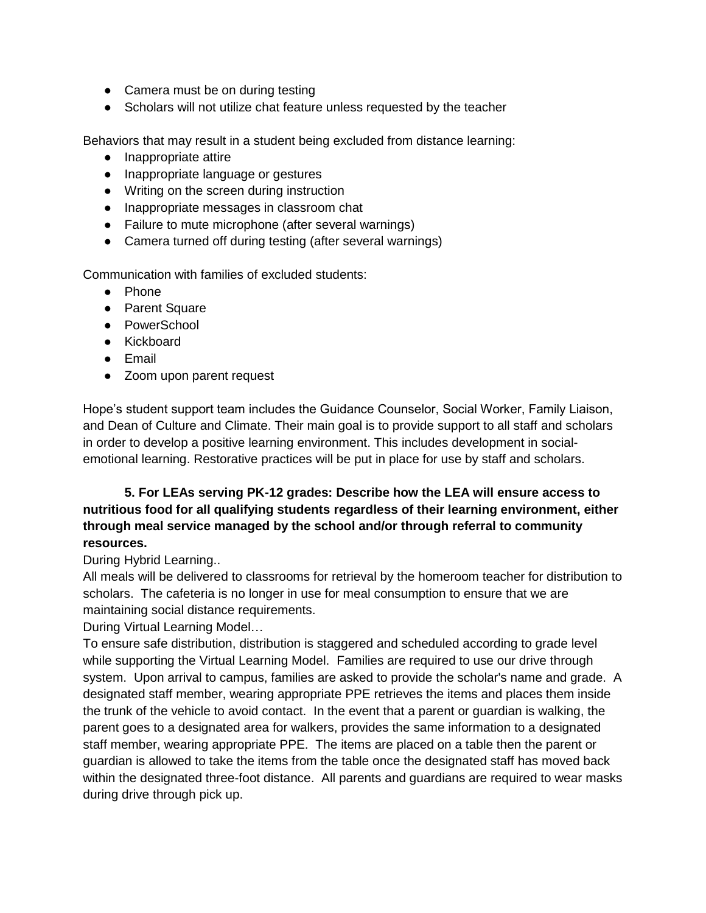- Camera must be on during testing
- Scholars will not utilize chat feature unless requested by the teacher

Behaviors that may result in a student being excluded from distance learning:

- Inappropriate attire
- Inappropriate language or gestures
- Writing on the screen during instruction
- Inappropriate messages in classroom chat
- Failure to mute microphone (after several warnings)
- Camera turned off during testing (after several warnings)

Communication with families of excluded students:

- Phone
- Parent Square
- PowerSchool
- Kickboard
- Email
- Zoom upon parent request

Hope's student support team includes the Guidance Counselor, Social Worker, Family Liaison, and Dean of Culture and Climate. Their main goal is to provide support to all staff and scholars in order to develop a positive learning environment. This includes development in social-emotional learning. Restorative practices will be put in place for use by staff and scholars.

**5. For LEAs serving PK-12 grades: Describe how the LEA will ensure access to nutritious food for all qualifying students regardless of their learning environment, either through meal service managed by the school and/or through referral to community resources.**

During Hybrid Learning..

All meals will be delivered to classrooms for retrieval by the homeroom teacher for distribution to scholars. The cafeteria is no longer in use for meal consumption to ensure that we are maintaining social distance requirements.

During Virtual Learning Model…

To ensure safe distribution, distribution is staggered and scheduled according to grade level while supporting the Virtual Learning Model. Families are required to use our drive through system. Upon arrival to campus, families are asked to provide the scholar's name and grade. A designated staff member, wearing appropriate PPE retrieves the items and places them inside the trunk of the vehicle to avoid contact. In the event that a parent or guardian is walking, the parent goes to a designated area for walkers, provides the same information to a designated staff member, wearing appropriate PPE. The items are placed on a table then the parent or guardian is allowed to take the items from the table once the designated staff has moved back within the designated three-foot distance. All parents and guardians are required to wear masks during drive through pick up.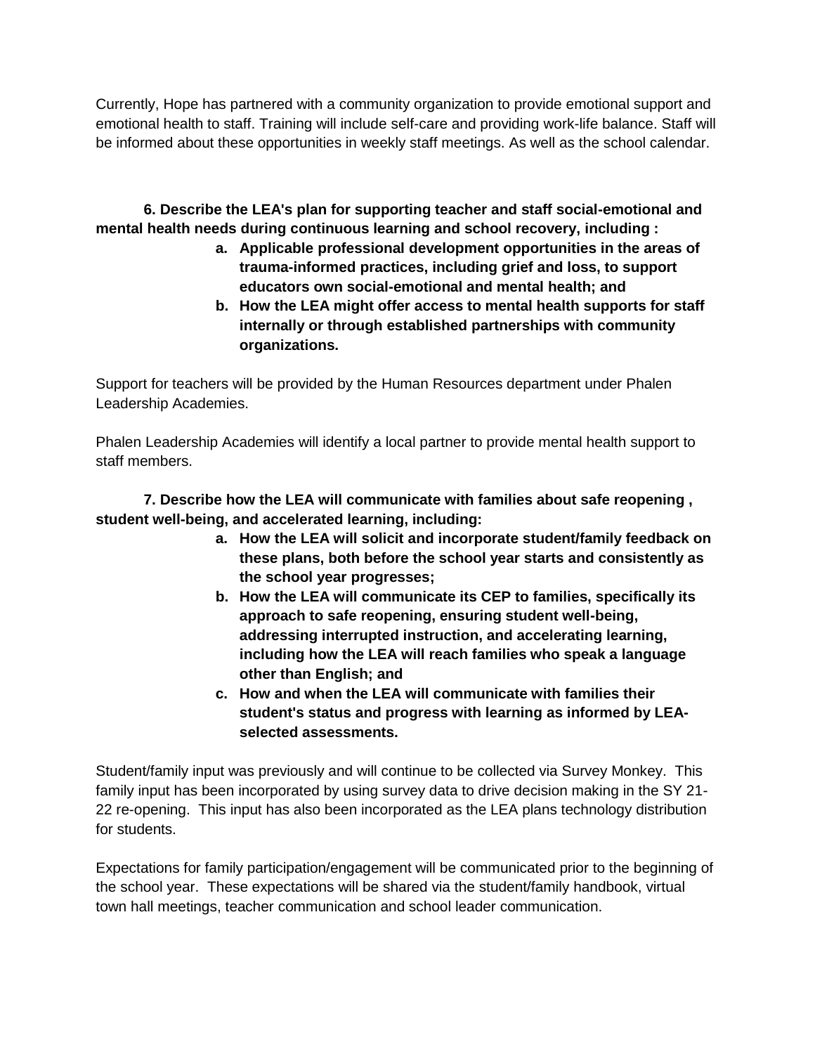Currently, Hope has partnered with a community organization to provide emotional support and emotional health to staff. Training will include self-care and providing work-life balance. Staff will be informed about these opportunities in weekly staff meetings. As well as the school calendar.

**6. Describe the LEA's plan for supporting teacher and staff social-emotional and mental health needs during continuous learning and school recovery, including :**

- **a. Applicable professional development opportunities in the areas of trauma-informed practices, including grief and loss, to support educators own social-emotional and mental health; and**
- **b. How the LEA might offer access to mental health supports for staff internally or through established partnerships with community organizations.**

Support for teachers will be provided by the Human Resources department under Phalen Leadership Academies.

Phalen Leadership Academies will identify a local partner to provide mental health support to staff members.

**7. Describe how the LEA will communicate with families about safe reopening , student well-being, and accelerated learning, including:**

- **a. How the LEA will solicit and incorporate student/family feedback on these plans, both before the school year starts and consistently as the school year progresses;**
- **b. How the LEA will communicate its CEP to families, specifically its approach to safe reopening, ensuring student well-being, addressing interrupted instruction, and accelerating learning, including how the LEA will reach families who speak a language other than English; and**
- **c. How and when the LEA will communicate with families their student's status and progress with learning as informed by LEA-selected assessments.**

Student/family input was previously and will continue to be collected via Survey Monkey. This family input has been incorporated by using survey data to drive decision making in the SY 21-22 re-opening. This input has also been incorporated as the LEA plans technology distribution for students.

Expectations for family participation/engagement will be communicated prior to the beginning of the school year. These expectations will be shared via the student/family handbook, virtual town hall meetings, teacher communication and school leader communication.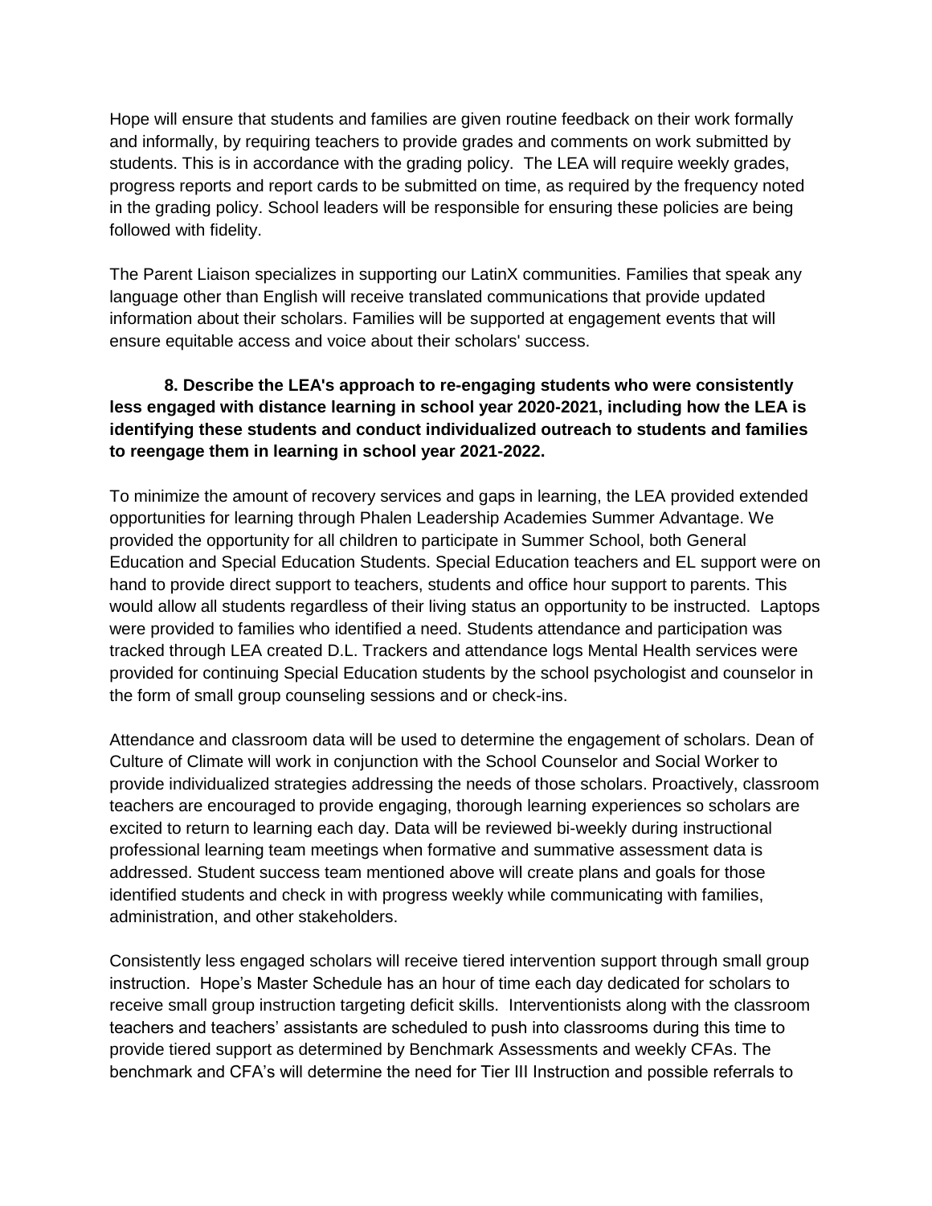Hope will ensure that students and families are given routine feedback on their work formally and informally, by requiring teachers to provide grades and comments on work submitted by students. This is in accordance with the grading policy. The LEA will require weekly grades, progress reports and report cards to be submitted on time, as required by the frequency noted in the grading policy. School leaders will be responsible for ensuring these policies are being followed with fidelity.

The Parent Liaison specializes in supporting our LatinX communities. Families that speak any language other than English will receive translated communications that provide updated information about their scholars. Families will be supported at engagement events that will ensure equitable access and voice about their scholars' success.

**8. Describe the LEA's approach to re-engaging students who were consistently less engaged with distance learning in school year 2020-2021, including how the LEA is identifying these students and conduct individualized outreach to students and families to reengage them in learning in school year 2021-2022.**

To minimize the amount of recovery services and gaps in learning, the LEA provided extended opportunities for learning through Phalen Leadership Academies Summer Advantage. We provided the opportunity for all children to participate in Summer School, both General Education and Special Education Students. Special Education teachers and EL support were on hand to provide direct support to teachers, students and office hour support to parents. This would allow all students regardless of their living status an opportunity to be instructed. Laptops were provided to families who identified a need. Students attendance and participation was tracked through LEA created D.L. Trackers and attendance logs Mental Health services were provided for continuing Special Education students by the school psychologist and counselor in the form of small group counseling sessions and or check-ins.

Attendance and classroom data will be used to determine the engagement of scholars. Dean of Culture of Climate will work in conjunction with the School Counselor and Social Worker to provide individualized strategies addressing the needs of those scholars. Proactively, classroom teachers are encouraged to provide engaging, thorough learning experiences so scholars are excited to return to learning each day. Data will be reviewed bi-weekly during instructional professional learning team meetings when formative and summative assessment data is addressed. Student success team mentioned above will create plans and goals for those identified students and check in with progress weekly while communicating with families, administration, and other stakeholders.

Consistently less engaged scholars will receive tiered intervention support through small group instruction. Hope's Master Schedule has an hour of time each day dedicated for scholars to receive small group instruction targeting deficit skills. Interventionists along with the classroom teachers and teachers' assistants are scheduled to push into classrooms during this time to provide tiered support as determined by Benchmark Assessments and weekly CFAs. The benchmark and CFA's will determine the need for Tier III Instruction and possible referrals to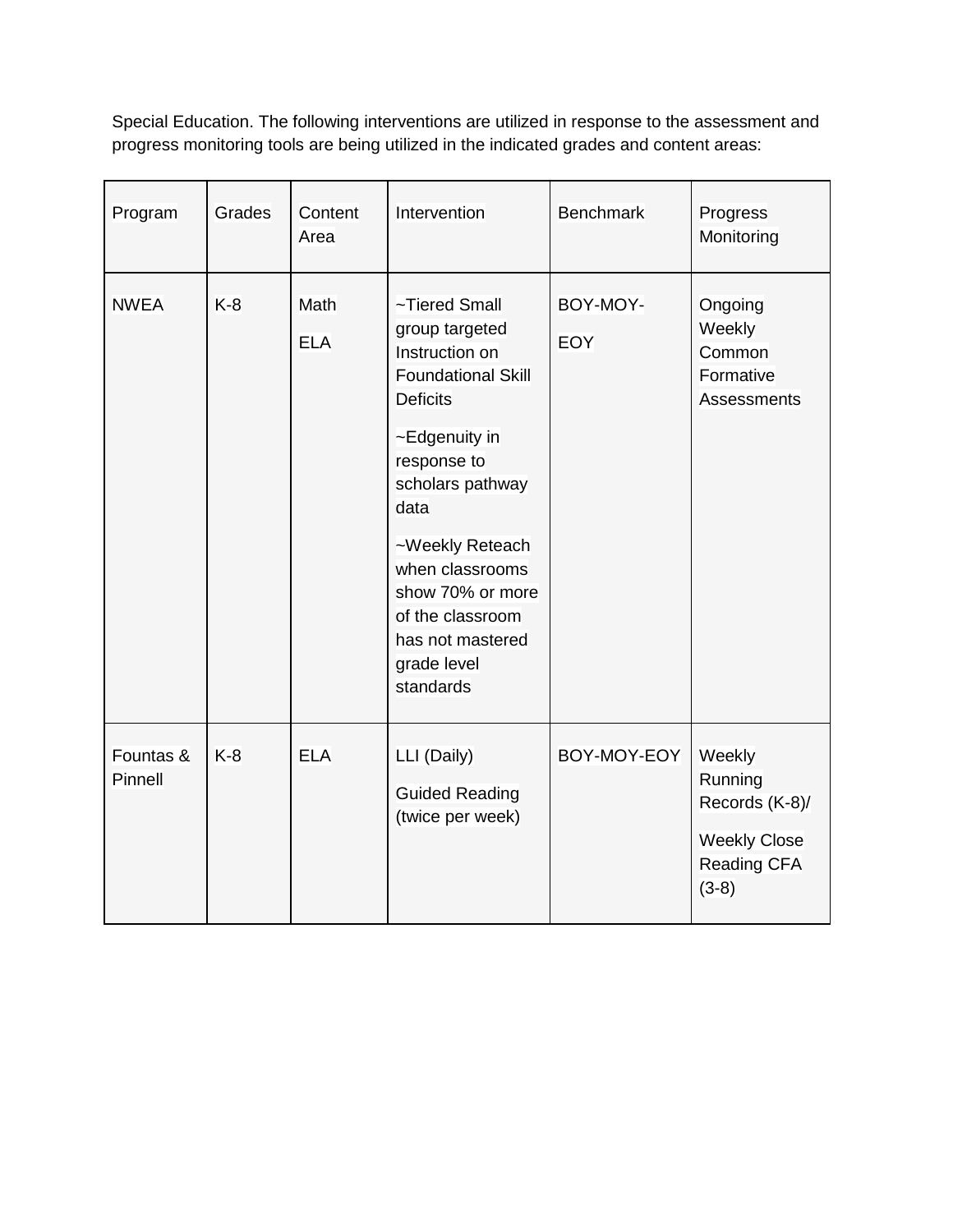Special Education. The following interventions are utilized in response to the assessment and progress monitoring tools are being utilized in the indicated grades and content areas:

| Program | Grades | Content Area | Intervention | Benchmark | Progress Monitoring |
|---|---|---|---|---|---|
| NWEA | K-8 | Math<br>ELA | ~Tiered Small group targeted Instruction on Foundational Skill Deficits<br>~Edgenuity in response to scholars pathway data<br>~Weekly Reteach when classrooms show 70% or more of the classroom has not mastered grade level standards | BOY-MOY-<br>EOY | Ongoing Weekly Common Formative Assessments |
| Fountas & Pinnell | K-8 | ELA | LLI (Daily)<br>Guided Reading (twice per week) | BOY-MOY-EOY | Weekly Running Records (K-8)/<br>Weekly Close Reading CFA (3-8) |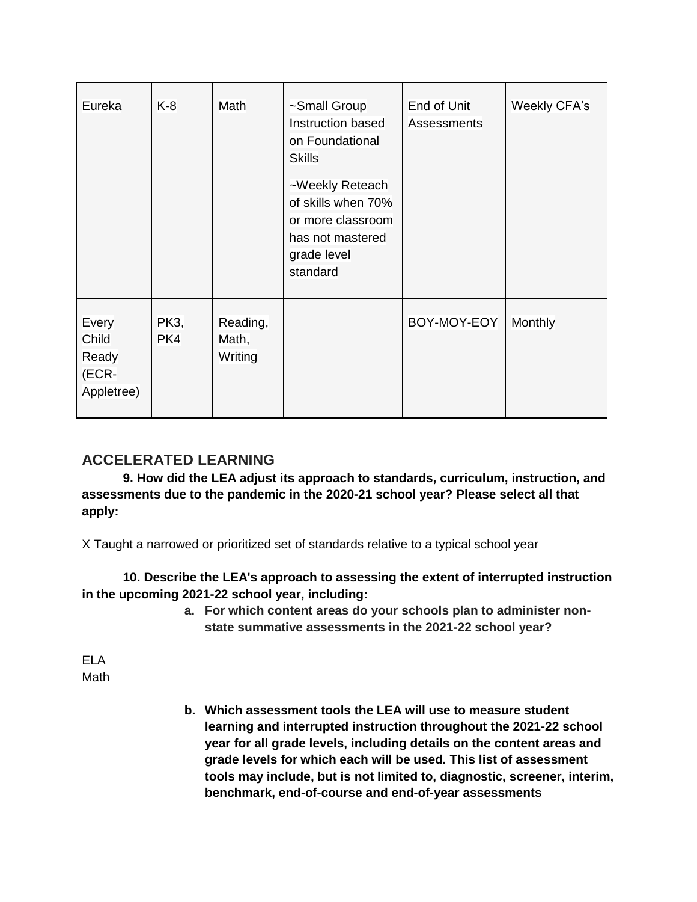| Eureka | K-8 | Math | ~Small Group Instruction based on Foundational Skills<br>~Weekly Reteach of skills when 70% or more classroom has not mastered grade level standard | End of Unit Assessments | Weekly CFA's |
|---|---|---|---|---|---|
| Every Child Ready (ECR-Appletree) | PK3, PK4 | Reading, Math, Writing | | BOY-MOY-EOY | Monthly |

## ACCELERATED LEARNING

**9. How did the LEA adjust its approach to standards, curriculum, instruction, and assessments due to the pandemic in the 2020-21 school year? Please select all that apply:**

X Taught a narrowed or prioritized set of standards relative to a typical school year

**10. Describe the LEA's approach to assessing the extent of interrupted instruction in the upcoming 2021-22 school year, including:**

a. **For which content areas do your schools plan to administer non-state summative assessments in the 2021-22 school year?**

ELA
Math

b. **Which assessment tools the LEA will use to measure student learning and interrupted instruction throughout the 2021-22 school year for all grade levels, including details on the content areas and grade levels for which each will be used. This list of assessment tools may include, but is not limited to, diagnostic, screener, interim, benchmark, end-of-course and end-of-year assessments**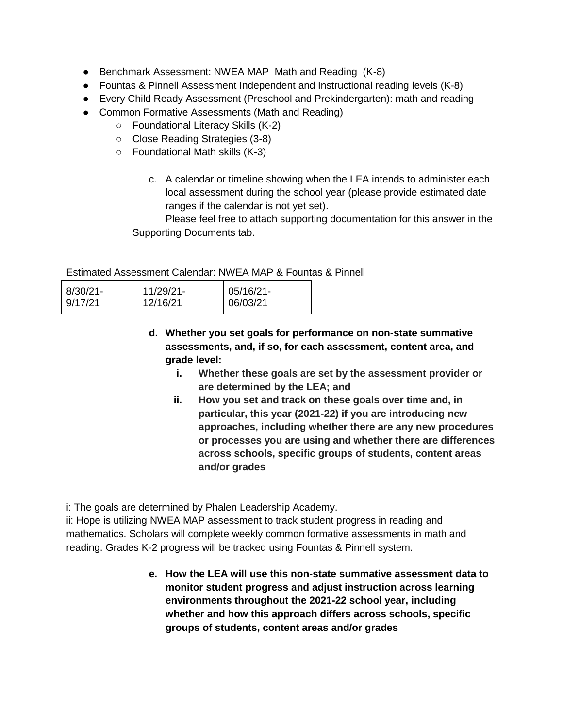- Benchmark Assessment: NWEA MAP Math and Reading (K-8)
- Fountas & Pinnell Assessment Independent and Instructional reading levels (K-8)
- Every Child Ready Assessment (Preschool and Prekindergarten): math and reading
- Common Formative Assessments (Math and Reading)
  - Foundational Literacy Skills (K-2)
  - Close Reading Strategies (3-8)
  - Foundational Math skills (K-3)

c. A calendar or timeline showing when the LEA intends to administer each local assessment during the school year (please provide estimated date ranges if the calendar is not yet set).
Please feel free to attach supporting documentation for this answer in the Supporting Documents tab.

Estimated Assessment Calendar: NWEA MAP & Fountas & Pinnell

| 8/30/21-9/17/21 | 11/29/21-12/16/21 | 05/16/21-06/03/21 |
|---|---|---|

**d. Whether you set goals for performance on non-state summative assessments, and, if so, for each assessment, content area, and grade level:**

**i. Whether these goals are set by the assessment provider or are determined by the LEA; and**

**ii. How you set and track on these goals over time and, in particular, this year (2021-22) if you are introducing new approaches, including whether there are any new procedures or processes you are using and whether there are differences across schools, specific groups of students, content areas and/or grades**

i: The goals are determined by Phalen Leadership Academy.
ii: Hope is utilizing NWEA MAP assessment to track student progress in reading and mathematics. Scholars will complete weekly common formative assessments in math and reading. Grades K-2 progress will be tracked using Fountas & Pinnell system.

**e. How the LEA will use this non-state summative assessment data to monitor student progress and adjust instruction across learning environments throughout the 2021-22 school year, including whether and how this approach differs across schools, specific groups of students, content areas and/or grades**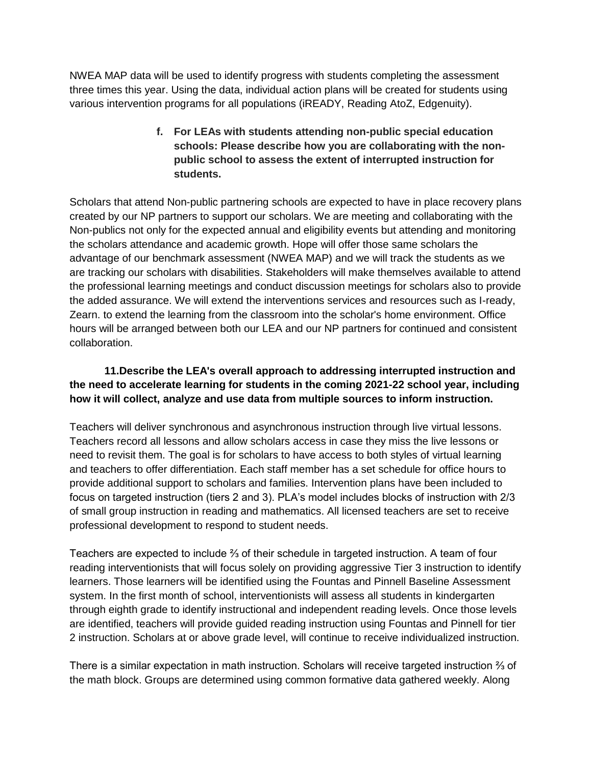NWEA MAP data will be used to identify progress with students completing the assessment three times this year. Using the data, individual action plans will be created for students using various intervention programs for all populations (iREADY, Reading AtoZ, Edgenuity).

**f. For LEAs with students attending non-public special education schools: Please describe how you are collaborating with the non-public school to assess the extent of interrupted instruction for students.**

Scholars that attend Non-public partnering schools are expected to have in place recovery plans created by our NP partners to support our scholars. We are meeting and collaborating with the Non-publics not only for the expected annual and eligibility events but attending and monitoring the scholars attendance and academic growth. Hope will offer those same scholars the advantage of our benchmark assessment (NWEA MAP) and we will track the students as we are tracking our scholars with disabilities. Stakeholders will make themselves available to attend the professional learning meetings and conduct discussion meetings for scholars also to provide the added assurance. We will extend the interventions services and resources such as I-ready, Zearn. to extend the learning from the classroom into the scholar's home environment. Office hours will be arranged between both our LEA and our NP partners for continued and consistent collaboration.

**11.Describe the LEA's overall approach to addressing interrupted instruction and the need to accelerate learning for students in the coming 2021-22 school year, including how it will collect, analyze and use data from multiple sources to inform instruction.**

Teachers will deliver synchronous and asynchronous instruction through live virtual lessons. Teachers record all lessons and allow scholars access in case they miss the live lessons or need to revisit them. The goal is for scholars to have access to both styles of virtual learning and teachers to offer differentiation. Each staff member has a set schedule for office hours to provide additional support to scholars and families. Intervention plans have been included to focus on targeted instruction (tiers 2 and 3). PLA's model includes blocks of instruction with 2/3 of small group instruction in reading and mathematics. All licensed teachers are set to receive professional development to respond to student needs.

Teachers are expected to include ⅔ of their schedule in targeted instruction. A team of four reading interventionists that will focus solely on providing aggressive Tier 3 instruction to identify learners. Those learners will be identified using the Fountas and Pinnell Baseline Assessment system. In the first month of school, interventionists will assess all students in kindergarten through eighth grade to identify instructional and independent reading levels. Once those levels are identified, teachers will provide guided reading instruction using Fountas and Pinnell for tier 2 instruction. Scholars at or above grade level, will continue to receive individualized instruction.

There is a similar expectation in math instruction. Scholars will receive targeted instruction ⅔ of the math block. Groups are determined using common formative data gathered weekly. Along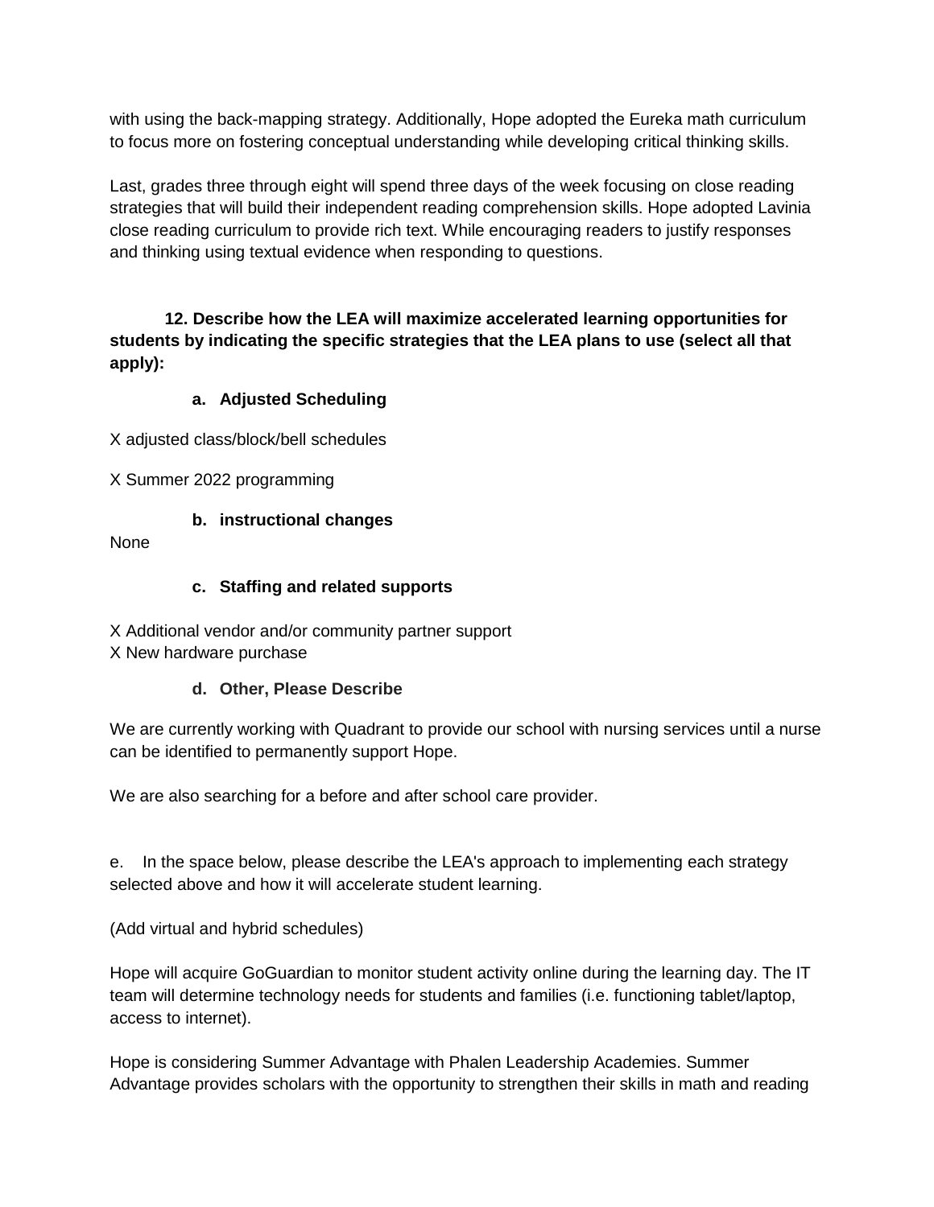with using the back-mapping strategy. Additionally, Hope adopted the Eureka math curriculum to focus more on fostering conceptual understanding while developing critical thinking skills.

Last, grades three through eight will spend three days of the week focusing on close reading strategies that will build their independent reading comprehension skills. Hope adopted Lavinia close reading curriculum to provide rich text. While encouraging readers to justify responses and thinking using textual evidence when responding to questions.

**12. Describe how the LEA will maximize accelerated learning opportunities for students by indicating the specific strategies that the LEA plans to use (select all that apply):**

**a. Adjusted Scheduling**

X adjusted class/block/bell schedules

X Summer 2022 programming

**b. instructional changes**

None

**c. Staffing and related supports**

X Additional vendor and/or community partner support
X New hardware purchase

**d. Other, Please Describe**

We are currently working with Quadrant to provide our school with nursing services until a nurse can be identified to permanently support Hope.

We are also searching for a before and after school care provider.

e. In the space below, please describe the LEA's approach to implementing each strategy selected above and how it will accelerate student learning.

(Add virtual and hybrid schedules)

Hope will acquire GoGuardian to monitor student activity online during the learning day. The IT team will determine technology needs for students and families (i.e. functioning tablet/laptop, access to internet).

Hope is considering Summer Advantage with Phalen Leadership Academies. Summer Advantage provides scholars with the opportunity to strengthen their skills in math and reading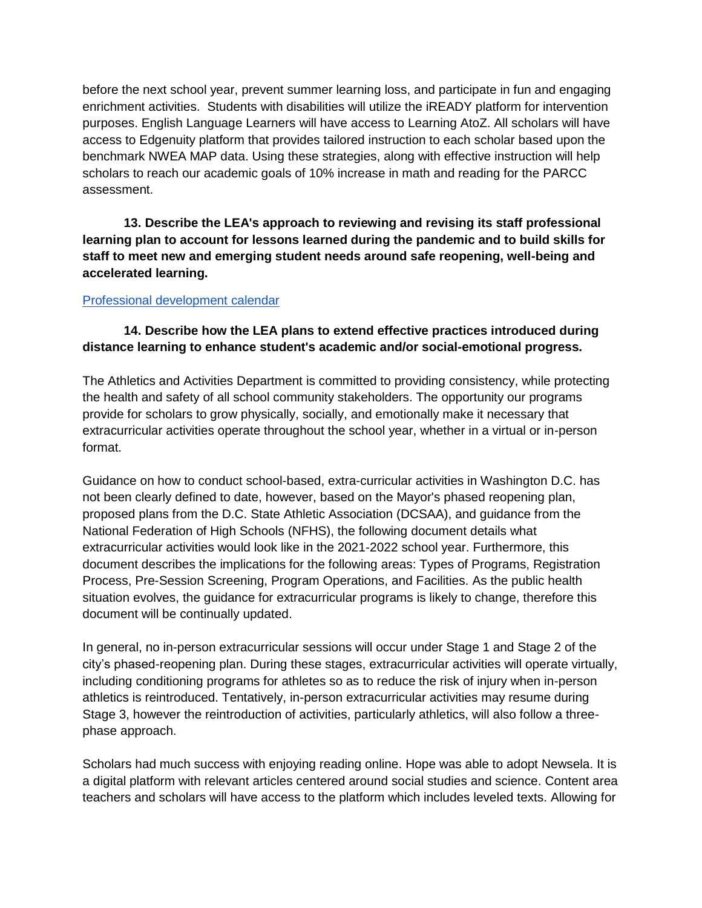before the next school year, prevent summer learning loss, and participate in fun and engaging enrichment activities. Students with disabilities will utilize the iREADY platform for intervention purposes. English Language Learners will have access to Learning AtoZ. All scholars will have access to Edgenuity platform that provides tailored instruction to each scholar based upon the benchmark NWEA MAP data. Using these strategies, along with effective instruction will help scholars to reach our academic goals of 10% increase in math and reading for the PARCC assessment.

**13. Describe the LEA's approach to reviewing and revising its staff professional learning plan to account for lessons learned during the pandemic and to build skills for staff to meet new and emerging student needs around safe reopening, well-being and accelerated learning.**

Professional development calendar

**14. Describe how the LEA plans to extend effective practices introduced during distance learning to enhance student's academic and/or social-emotional progress.**

The Athletics and Activities Department is committed to providing consistency, while protecting the health and safety of all school community stakeholders. The opportunity our programs provide for scholars to grow physically, socially, and emotionally make it necessary that extracurricular activities operate throughout the school year, whether in a virtual or in-person format.

Guidance on how to conduct school-based, extra-curricular activities in Washington D.C. has not been clearly defined to date, however, based on the Mayor's phased reopening plan, proposed plans from the D.C. State Athletic Association (DCSAA), and guidance from the National Federation of High Schools (NFHS), the following document details what extracurricular activities would look like in the 2021-2022 school year. Furthermore, this document describes the implications for the following areas: Types of Programs, Registration Process, Pre-Session Screening, Program Operations, and Facilities. As the public health situation evolves, the guidance for extracurricular programs is likely to change, therefore this document will be continually updated.

In general, no in-person extracurricular sessions will occur under Stage 1 and Stage 2 of the city's phased-reopening plan. During these stages, extracurricular activities will operate virtually, including conditioning programs for athletes so as to reduce the risk of injury when in-person athletics is reintroduced. Tentatively, in-person extracurricular activities may resume during Stage 3, however the reintroduction of activities, particularly athletics, will also follow a three-phase approach.

Scholars had much success with enjoying reading online. Hope was able to adopt Newsela. It is a digital platform with relevant articles centered around social studies and science. Content area teachers and scholars will have access to the platform which includes leveled texts. Allowing for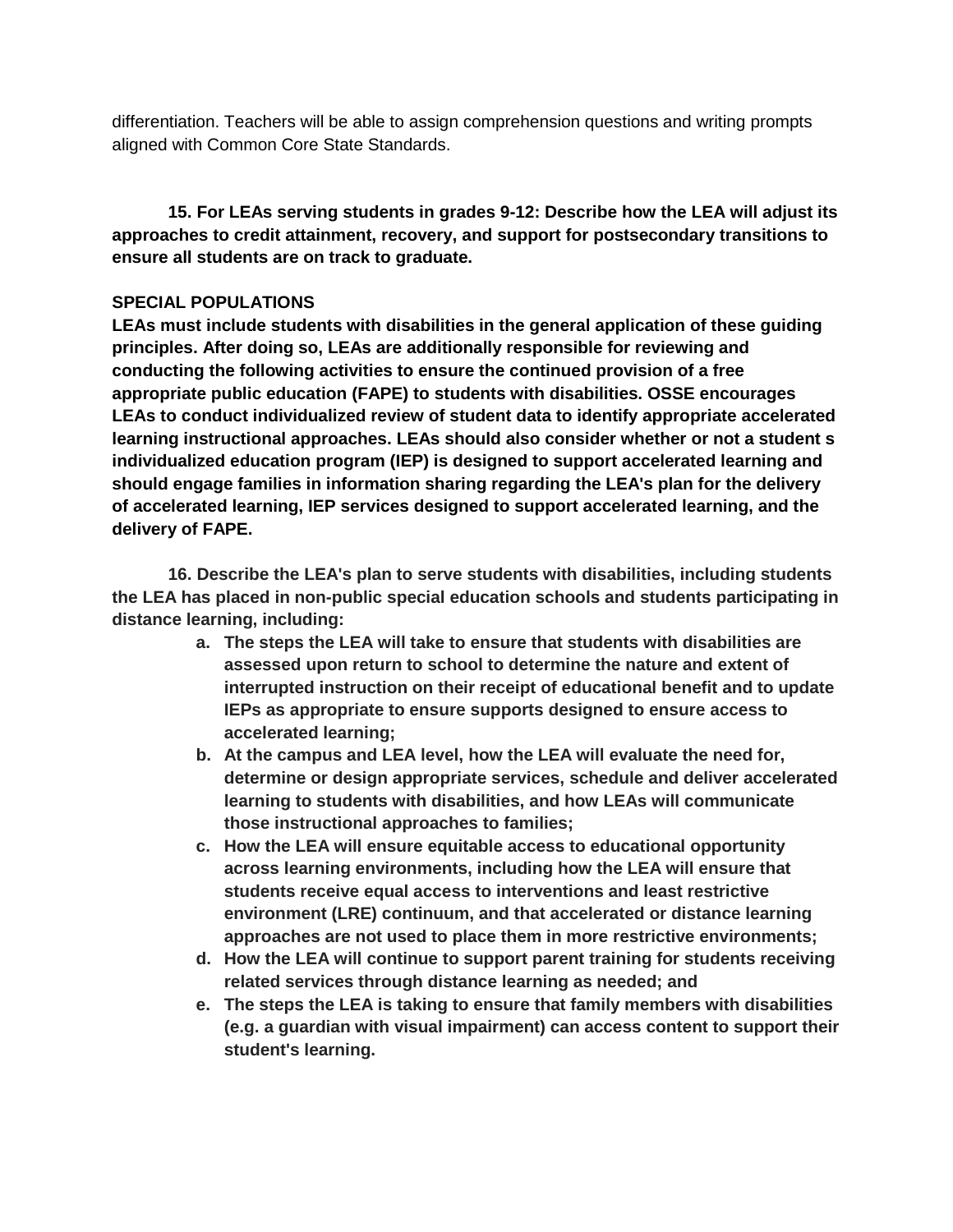differentiation. Teachers will be able to assign comprehension questions and writing prompts aligned with Common Core State Standards.

**15. For LEAs serving students in grades 9-12: Describe how the LEA will adjust its approaches to credit attainment, recovery, and support for postsecondary transitions to ensure all students are on track to graduate.**

**SPECIAL POPULATIONS**

**LEAs must include students with disabilities in the general application of these guiding principles. After doing so, LEAs are additionally responsible for reviewing and conducting the following activities to ensure the continued provision of a free appropriate public education (FAPE) to students with disabilities. OSSE encourages LEAs to conduct individualized review of student data to identify appropriate accelerated learning instructional approaches. LEAs should also consider whether or not a student s individualized education program (IEP) is designed to support accelerated learning and should engage families in information sharing regarding the LEA's plan for the delivery of accelerated learning, IEP services designed to support accelerated learning, and the delivery of FAPE.**

**16. Describe the LEA's plan to serve students with disabilities, including students the LEA has placed in non-public special education schools and students participating in distance learning, including:**

- **a. The steps the LEA will take to ensure that students with disabilities are assessed upon return to school to determine the nature and extent of interrupted instruction on their receipt of educational benefit and to update IEPs as appropriate to ensure supports designed to ensure access to accelerated learning;**
- **b. At the campus and LEA level, how the LEA will evaluate the need for, determine or design appropriate services, schedule and deliver accelerated learning to students with disabilities, and how LEAs will communicate those instructional approaches to families;**
- **c. How the LEA will ensure equitable access to educational opportunity across learning environments, including how the LEA will ensure that students receive equal access to interventions and least restrictive environment (LRE) continuum, and that accelerated or distance learning approaches are not used to place them in more restrictive environments;**
- **d. How the LEA will continue to support parent training for students receiving related services through distance learning as needed; and**
- **e. The steps the LEA is taking to ensure that family members with disabilities (e.g. a guardian with visual impairment) can access content to support their student's learning.**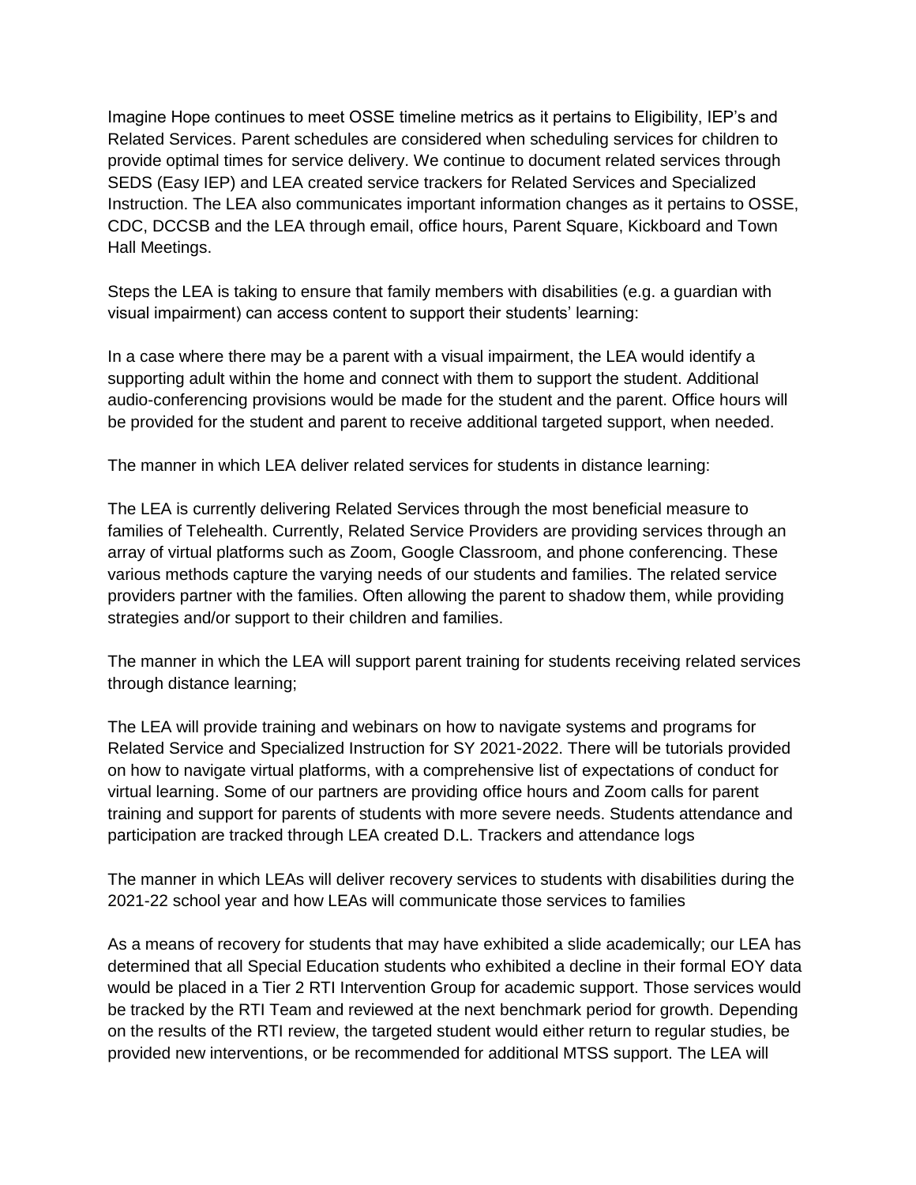Imagine Hope continues to meet OSSE timeline metrics as it pertains to Eligibility, IEP's and Related Services. Parent schedules are considered when scheduling services for children to provide optimal times for service delivery. We continue to document related services through SEDS (Easy IEP) and LEA created service trackers for Related Services and Specialized Instruction. The LEA also communicates important information changes as it pertains to OSSE, CDC, DCCSB and the LEA through email, office hours, Parent Square, Kickboard and Town Hall Meetings.

Steps the LEA is taking to ensure that family members with disabilities (e.g. a guardian with visual impairment) can access content to support their students' learning:

In a case where there may be a parent with a visual impairment, the LEA would identify a supporting adult within the home and connect with them to support the student. Additional audio-conferencing provisions would be made for the student and the parent. Office hours will be provided for the student and parent to receive additional targeted support, when needed.

The manner in which LEA deliver related services for students in distance learning:

The LEA is currently delivering Related Services through the most beneficial measure to families of Telehealth. Currently, Related Service Providers are providing services through an array of virtual platforms such as Zoom, Google Classroom, and phone conferencing. These various methods capture the varying needs of our students and families. The related service providers partner with the families. Often allowing the parent to shadow them, while providing strategies and/or support to their children and families.

The manner in which the LEA will support parent training for students receiving related services through distance learning;

The LEA will provide training and webinars on how to navigate systems and programs for Related Service and Specialized Instruction for SY 2021-2022. There will be tutorials provided on how to navigate virtual platforms, with a comprehensive list of expectations of conduct for virtual learning. Some of our partners are providing office hours and Zoom calls for parent training and support for parents of students with more severe needs. Students attendance and participation are tracked through LEA created D.L. Trackers and attendance logs

The manner in which LEAs will deliver recovery services to students with disabilities during the 2021-22 school year and how LEAs will communicate those services to families

As a means of recovery for students that may have exhibited a slide academically; our LEA has determined that all Special Education students who exhibited a decline in their formal EOY data would be placed in a Tier 2 RTI Intervention Group for academic support. Those services would be tracked by the RTI Team and reviewed at the next benchmark period for growth. Depending on the results of the RTI review, the targeted student would either return to regular studies, be provided new interventions, or be recommended for additional MTSS support. The LEA will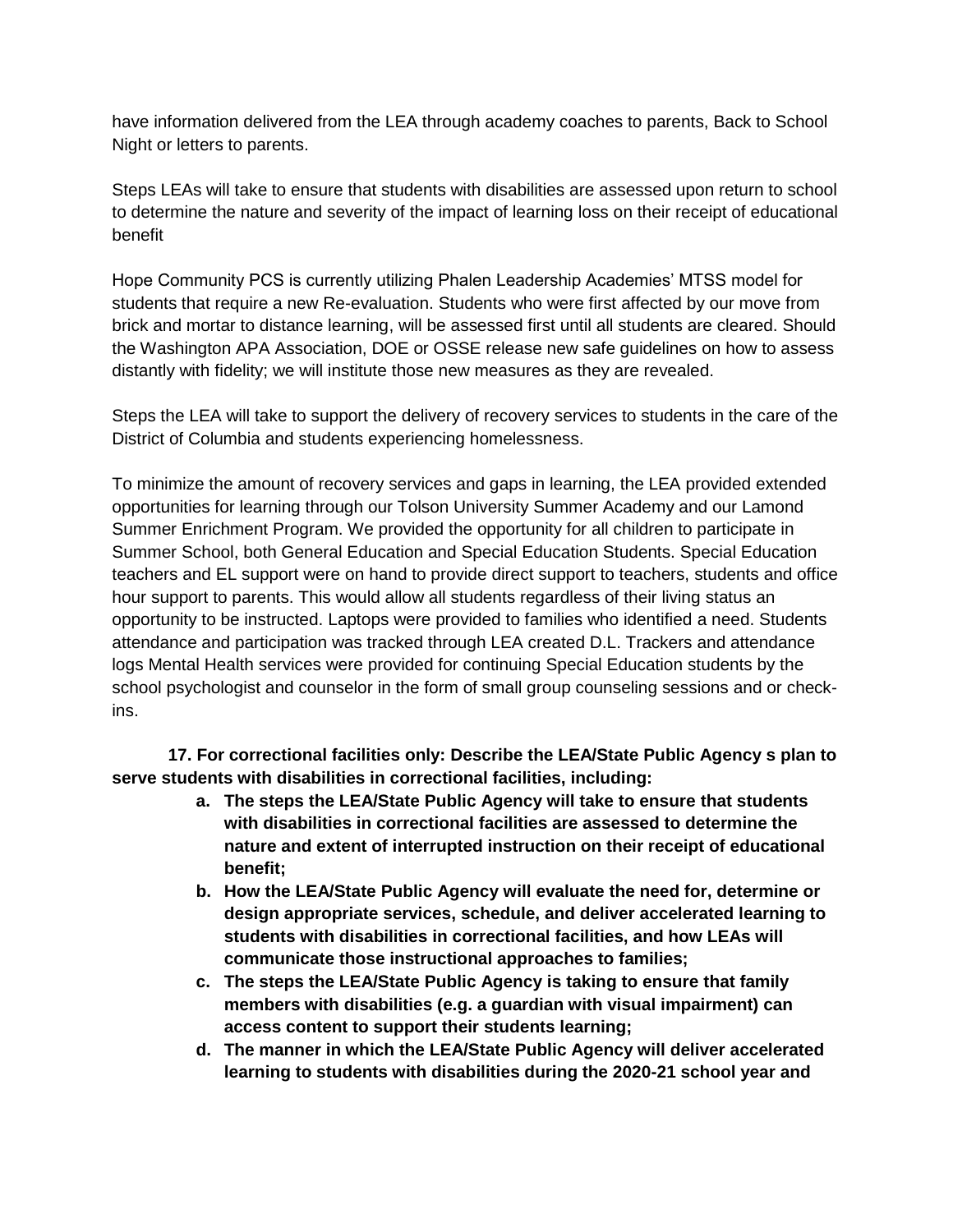have information delivered from the LEA through academy coaches to parents, Back to School Night or letters to parents.

Steps LEAs will take to ensure that students with disabilities are assessed upon return to school to determine the nature and severity of the impact of learning loss on their receipt of educational benefit

Hope Community PCS is currently utilizing Phalen Leadership Academies' MTSS model for students that require a new Re-evaluation. Students who were first affected by our move from brick and mortar to distance learning, will be assessed first until all students are cleared. Should the Washington APA Association, DOE or OSSE release new safe guidelines on how to assess distantly with fidelity; we will institute those new measures as they are revealed.

Steps the LEA will take to support the delivery of recovery services to students in the care of the District of Columbia and students experiencing homelessness.

To minimize the amount of recovery services and gaps in learning, the LEA provided extended opportunities for learning through our Tolson University Summer Academy and our Lamond Summer Enrichment Program. We provided the opportunity for all children to participate in Summer School, both General Education and Special Education Students. Special Education teachers and EL support were on hand to provide direct support to teachers, students and office hour support to parents. This would allow all students regardless of their living status an opportunity to be instructed. Laptops were provided to families who identified a need. Students attendance and participation was tracked through LEA created D.L. Trackers and attendance logs Mental Health services were provided for continuing Special Education students by the school psychologist and counselor in the form of small group counseling sessions and or check-ins.

**17. For correctional facilities only: Describe the LEA/State Public Agency s plan to serve students with disabilities in correctional facilities, including:**

- **a. The steps the LEA/State Public Agency will take to ensure that students with disabilities in correctional facilities are assessed to determine the nature and extent of interrupted instruction on their receipt of educational benefit;**
- **b. How the LEA/State Public Agency will evaluate the need for, determine or design appropriate services, schedule, and deliver accelerated learning to students with disabilities in correctional facilities, and how LEAs will communicate those instructional approaches to families;**
- **c. The steps the LEA/State Public Agency is taking to ensure that family members with disabilities (e.g. a guardian with visual impairment) can access content to support their students learning;**
- **d. The manner in which the LEA/State Public Agency will deliver accelerated learning to students with disabilities during the 2020-21 school year and**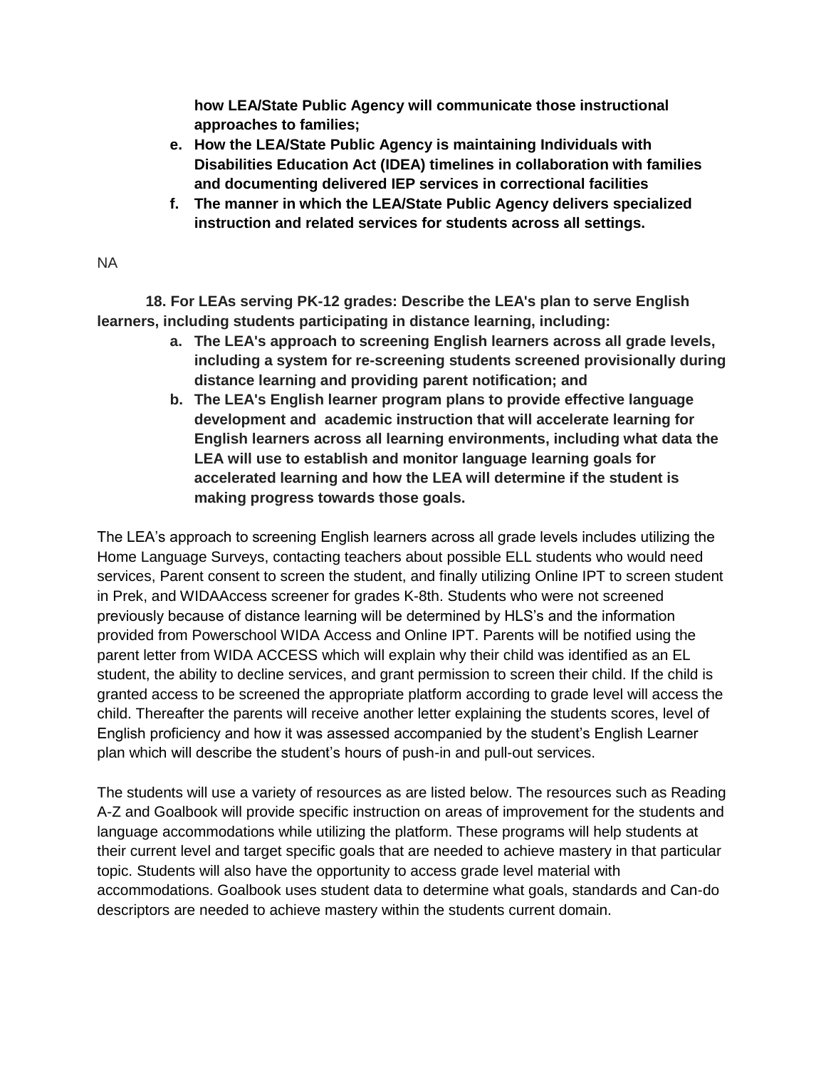**how LEA/State Public Agency will communicate those instructional approaches to families;**

  e. **How the LEA/State Public Agency is maintaining Individuals with Disabilities Education Act (IDEA) timelines in collaboration with families and documenting delivered IEP services in correctional facilities**
  f. **The manner in which the LEA/State Public Agency delivers specialized instruction and related services for students across all settings.**

NA

**18. For LEAs serving PK-12 grades: Describe the LEA's plan to serve English learners, including students participating in distance learning, including:**

  a. **The LEA's approach to screening English learners across all grade levels, including a system for re-screening students screened provisionally during distance learning and providing parent notification; and**
  b. **The LEA's English learner program plans to provide effective language development and academic instruction that will accelerate learning for English learners across all learning environments, including what data the LEA will use to establish and monitor language learning goals for accelerated learning and how the LEA will determine if the student is making progress towards those goals.**

The LEA's approach to screening English learners across all grade levels includes utilizing the Home Language Surveys, contacting teachers about possible ELL students who would need services, Parent consent to screen the student, and finally utilizing Online IPT to screen student in Prek, and WIDAAccess screener for grades K-8th. Students who were not screened previously because of distance learning will be determined by HLS's and the information provided from Powerschool WIDA Access and Online IPT. Parents will be notified using the parent letter from WIDA ACCESS which will explain why their child was identified as an EL student, the ability to decline services, and grant permission to screen their child. If the child is granted access to be screened the appropriate platform according to grade level will access the child. Thereafter the parents will receive another letter explaining the students scores, level of English proficiency and how it was assessed accompanied by the student's English Learner plan which will describe the student's hours of push-in and pull-out services.

The students will use a variety of resources as are listed below. The resources such as Reading A-Z and Goalbook will provide specific instruction on areas of improvement for the students and language accommodations while utilizing the platform. These programs will help students at their current level and target specific goals that are needed to achieve mastery in that particular topic. Students will also have the opportunity to access grade level material with accommodations. Goalbook uses student data to determine what goals, standards and Can-do descriptors are needed to achieve mastery within the students current domain.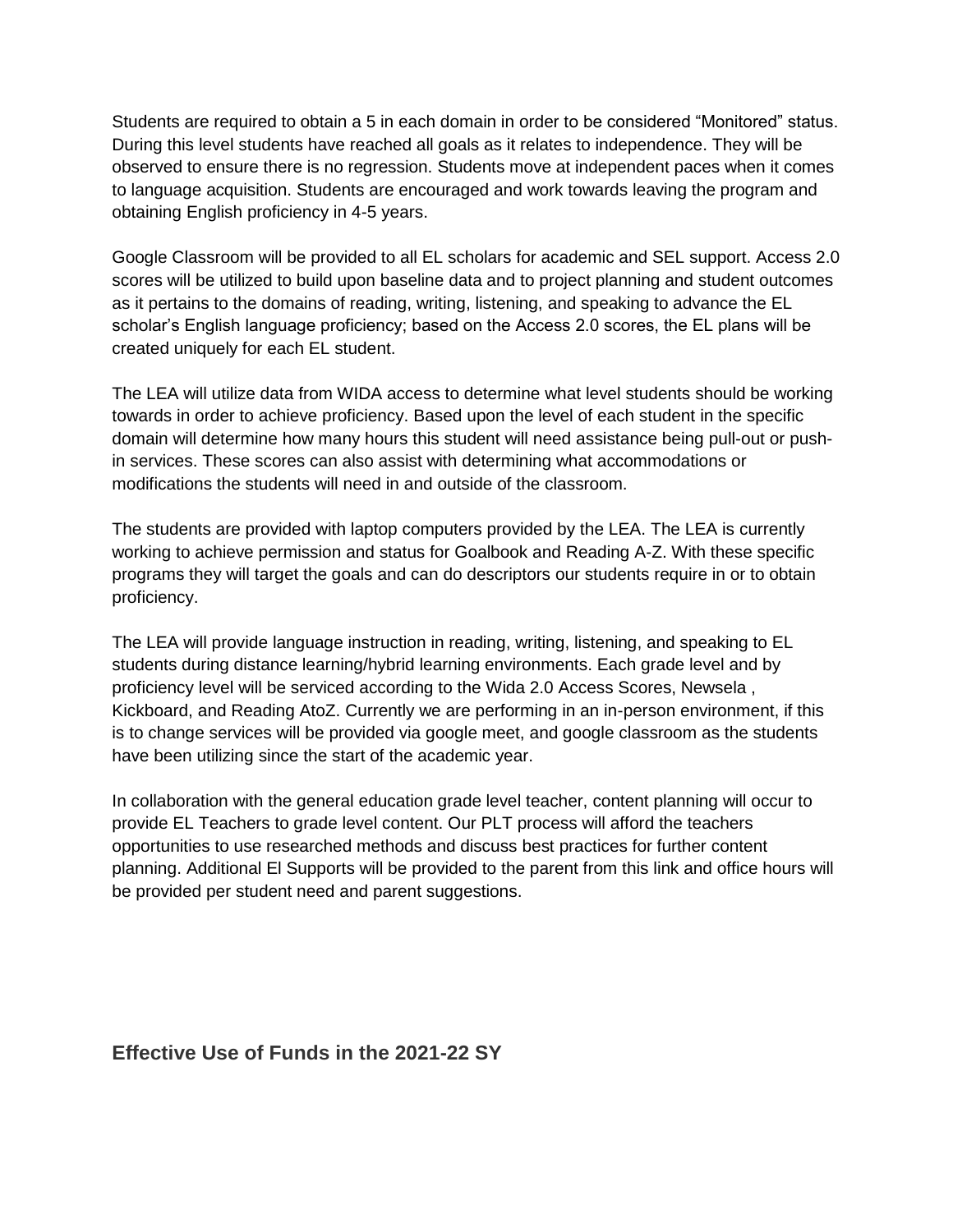Students are required to obtain a 5 in each domain in order to be considered "Monitored" status. During this level students have reached all goals as it relates to independence. They will be observed to ensure there is no regression. Students move at independent paces when it comes to language acquisition. Students are encouraged and work towards leaving the program and obtaining English proficiency in 4-5 years.

Google Classroom will be provided to all EL scholars for academic and SEL support. Access 2.0 scores will be utilized to build upon baseline data and to project planning and student outcomes as it pertains to the domains of reading, writing, listening, and speaking to advance the EL scholar's English language proficiency; based on the Access 2.0 scores, the EL plans will be created uniquely for each EL student.

The LEA will utilize data from WIDA access to determine what level students should be working towards in order to achieve proficiency. Based upon the level of each student in the specific domain will determine how many hours this student will need assistance being pull-out or push-in services. These scores can also assist with determining what accommodations or modifications the students will need in and outside of the classroom.

The students are provided with laptop computers provided by the LEA. The LEA is currently working to achieve permission and status for Goalbook and Reading A-Z. With these specific programs they will target the goals and can do descriptors our students require in or to obtain proficiency.

The LEA will provide language instruction in reading, writing, listening, and speaking to EL students during distance learning/hybrid learning environments. Each grade level and by proficiency level will be serviced according to the Wida 2.0 Access Scores, Newsela , Kickboard, and Reading AtoZ. Currently we are performing in an in-person environment, if this is to change services will be provided via google meet, and google classroom as the students have been utilizing since the start of the academic year.

In collaboration with the general education grade level teacher, content planning will occur to provide EL Teachers to grade level content. Our PLT process will afford the teachers opportunities to use researched methods and discuss best practices for further content planning. Additional El Supports will be provided to the parent from this link and office hours will be provided per student need and parent suggestions.

## Effective Use of Funds in the 2021-22 SY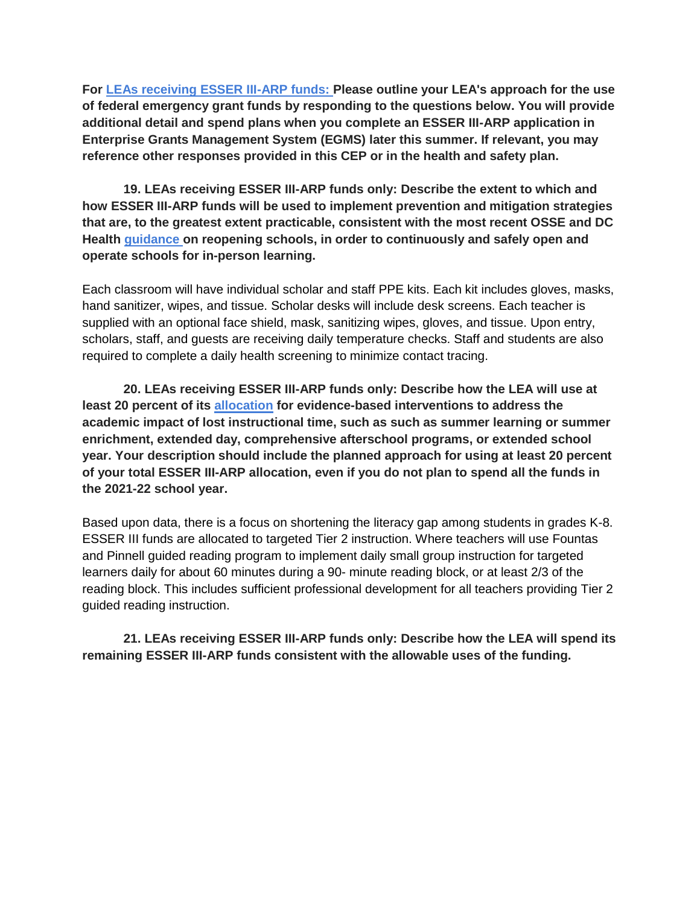**For [LEAs receiving ESSER III-ARP funds:] Please outline your LEA's approach for the use of federal emergency grant funds by responding to the questions below. You will provide additional detail and spend plans when you complete an ESSER III-ARP application in Enterprise Grants Management System (EGMS) later this summer. If relevant, you may reference other responses provided in this CEP or in the health and safety plan.**

**19. LEAs receiving ESSER III-ARP funds only: Describe the extent to which and how ESSER III-ARP funds will be used to implement prevention and mitigation strategies that are, to the greatest extent practicable, consistent with the most recent OSSE and DC Health [guidance] on reopening schools, in order to continuously and safely open and operate schools for in-person learning.**

Each classroom will have individual scholar and staff PPE kits. Each kit includes gloves, masks, hand sanitizer, wipes, and tissue. Scholar desks will include desk screens. Each teacher is supplied with an optional face shield, mask, sanitizing wipes, gloves, and tissue. Upon entry, scholars, staff, and guests are receiving daily temperature checks. Staff and students are also required to complete a daily health screening to minimize contact tracing.

**20. LEAs receiving ESSER III-ARP funds only: Describe how the LEA will use at least 20 percent of its [allocation] for evidence-based interventions to address the academic impact of lost instructional time, such as such as summer learning or summer enrichment, extended day, comprehensive afterschool programs, or extended school year. Your description should include the planned approach for using at least 20 percent of your total ESSER III-ARP allocation, even if you do not plan to spend all the funds in the 2021-22 school year.**

Based upon data, there is a focus on shortening the literacy gap among students in grades K-8. ESSER III funds are allocated to targeted Tier 2 instruction. Where teachers will use Fountas and Pinnell guided reading program to implement daily small group instruction for targeted learners daily for about 60 minutes during a 90- minute reading block, or at least 2/3 of the reading block. This includes sufficient professional development for all teachers providing Tier 2 guided reading instruction.

**21. LEAs receiving ESSER III-ARP funds only: Describe how the LEA will spend its remaining ESSER III-ARP funds consistent with the allowable uses of the funding.**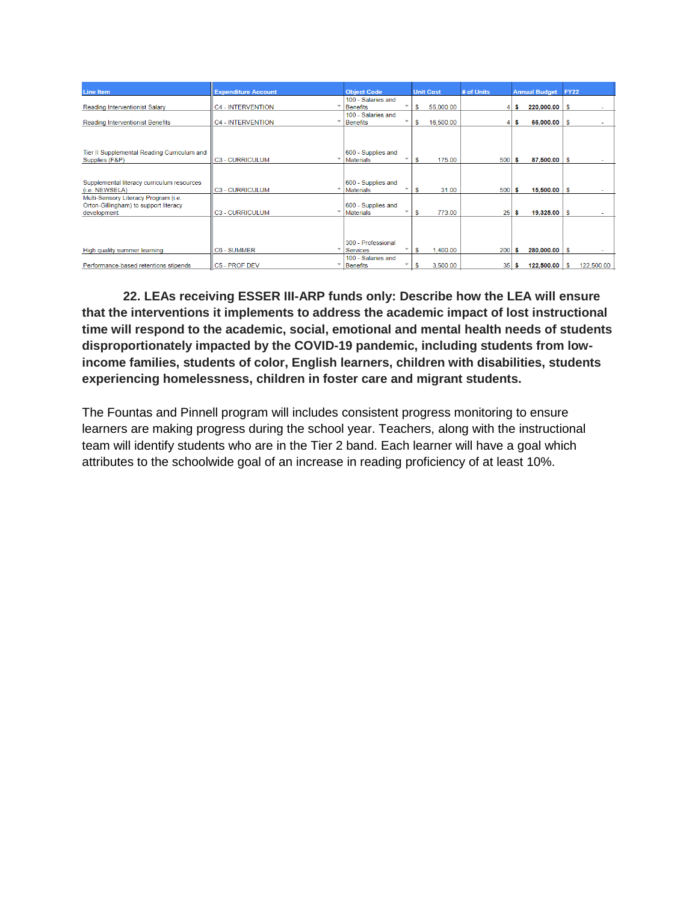| Line Item | Expenditure Account | Object Code | Unit Cost | # of Units | Annual Budget | FY22 |
|---|---|---|---|---|---|---|
| Reading Interventionist Salary | C4 - INTERVENTION | 100 - Salaries and Benefits | $ 55,000.00 | 4 | $ 220,000.00 | $ - |
| Reading Interventionist Benefits | C4 - INTERVENTION | 100 - Salaries and Benefits | $ 16,500.00 | 4 | $ 66,000.00 | $ - |
| Tier II Supplemental Reading Curriculum and Supplies (F&P) | C3 - CURRICULUM | 600 - Supplies and Materials | $ 175.00 | 500 | $ 87,500.00 | $ - |
| Supplemental literacy curriculum resources (i.e. NEWSELA) | C3 - CURRICULUM | 600 - Supplies and Materials | $ 31.00 | 500 | $ 15,500.00 | $ - |
| Multi-Sensory Literacy Program (i.e. Orton-Gillingham) to support literacy development | C3 - CURRICULUM | 600 - Supplies and Materials | $ 773.00 | 25 | $ 19,325.00 | $ - |
| High quality summer learning | C6 - SUMMER | 300 - Professional Services | $ 1,400.00 | 200 | $ 280,000.00 | $ - |
| Performance-based retentions stipends | C5 - PROF DEV | 100 - Salaries and Benefits | $ 3,500.00 | 35 | $ 122,500.00 | $ 122,500.00 |

**22. LEAs receiving ESSER III-ARP funds only: Describe how the LEA will ensure that the interventions it implements to address the academic impact of lost instructional time will respond to the academic, social, emotional and mental health needs of students disproportionately impacted by the COVID-19 pandemic, including students from low-income families, students of color, English learners, children with disabilities, students experiencing homelessness, children in foster care and migrant students.**

The Fountas and Pinnell program will includes consistent progress monitoring to ensure learners are making progress during the school year. Teachers, along with the instructional team will identify students who are in the Tier 2 band. Each learner will have a goal which attributes to the schoolwide goal of an increase in reading proficiency of at least 10%.